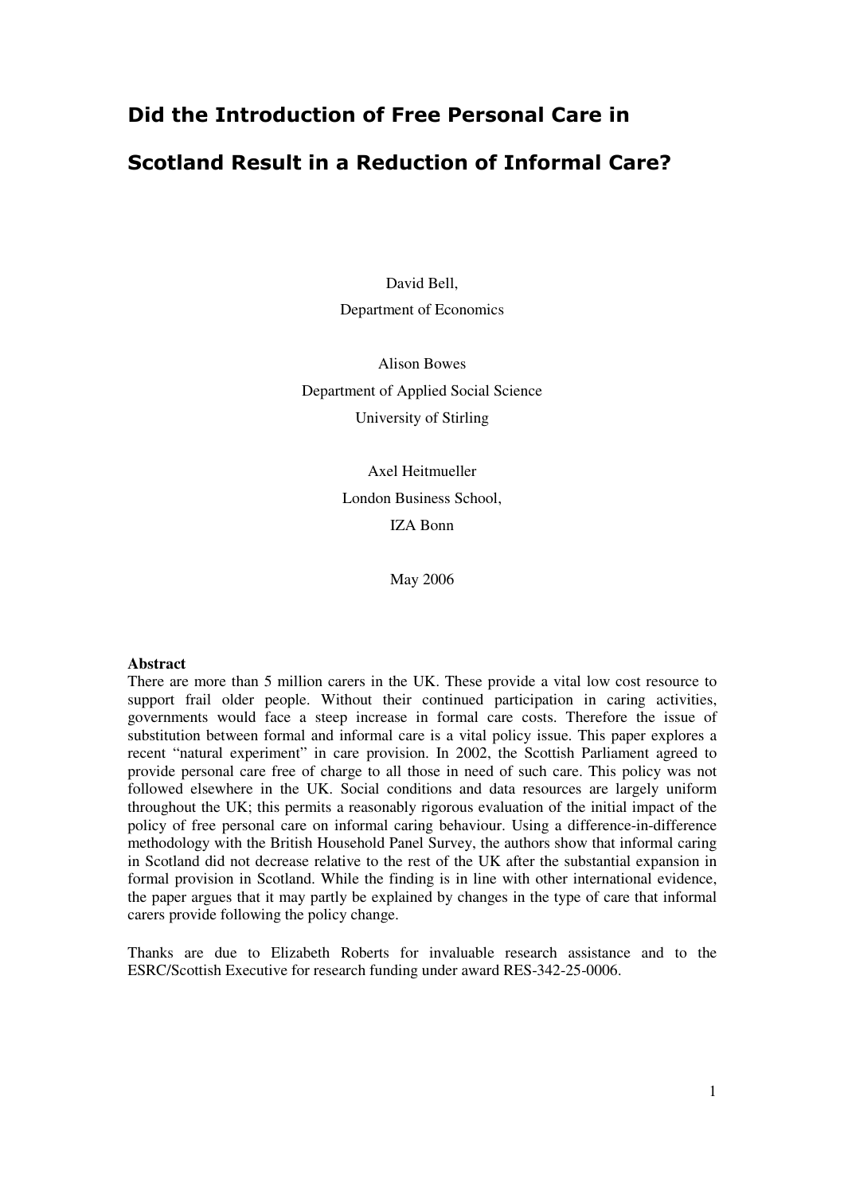# Did the Introduction of Free Personal Care in Scotland Result in a Reduction of Informal Care?

David Bell,
Department of Economics

Alison Bowes
Department of Applied Social Science
University of Stirling

Axel Heitmueller
London Business School,
IZA Bonn

May 2006

**Abstract**

There are more than 5 million carers in the UK. These provide a vital low cost resource to support frail older people. Without their continued participation in caring activities, governments would face a steep increase in formal care costs. Therefore the issue of substitution between formal and informal care is a vital policy issue. This paper explores a recent "natural experiment" in care provision. In 2002, the Scottish Parliament agreed to provide personal care free of charge to all those in need of such care. This policy was not followed elsewhere in the UK. Social conditions and data resources are largely uniform throughout the UK; this permits a reasonably rigorous evaluation of the initial impact of the policy of free personal care on informal caring behaviour. Using a difference-in-difference methodology with the British Household Panel Survey, the authors show that informal caring in Scotland did not decrease relative to the rest of the UK after the substantial expansion in formal provision in Scotland. While the finding is in line with other international evidence, the paper argues that it may partly be explained by changes in the type of care that informal carers provide following the policy change.

Thanks are due to Elizabeth Roberts for invaluable research assistance and to the ESRC/Scottish Executive for research funding under award RES-342-25-0006.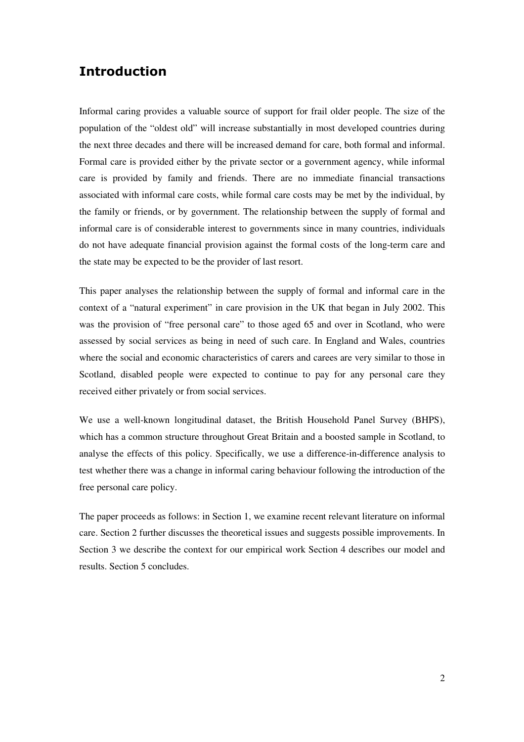## Introduction

Informal caring provides a valuable source of support for frail older people. The size of the population of the "oldest old" will increase substantially in most developed countries during the next three decades and there will be increased demand for care, both formal and informal. Formal care is provided either by the private sector or a government agency, while informal care is provided by family and friends. There are no immediate financial transactions associated with informal care costs, while formal care costs may be met by the individual, by the family or friends, or by government. The relationship between the supply of formal and informal care is of considerable interest to governments since in many countries, individuals do not have adequate financial provision against the formal costs of the long-term care and the state may be expected to be the provider of last resort.

This paper analyses the relationship between the supply of formal and informal care in the context of a "natural experiment" in care provision in the UK that began in July 2002. This was the provision of "free personal care" to those aged 65 and over in Scotland, who were assessed by social services as being in need of such care. In England and Wales, countries where the social and economic characteristics of carers and carees are very similar to those in Scotland, disabled people were expected to continue to pay for any personal care they received either privately or from social services.

We use a well-known longitudinal dataset, the British Household Panel Survey (BHPS), which has a common structure throughout Great Britain and a boosted sample in Scotland, to analyse the effects of this policy. Specifically, we use a difference-in-difference analysis to test whether there was a change in informal caring behaviour following the introduction of the free personal care policy.

The paper proceeds as follows: in Section 1, we examine recent relevant literature on informal care. Section 2 further discusses the theoretical issues and suggests possible improvements. In Section 3 we describe the context for our empirical work Section 4 describes our model and results. Section 5 concludes.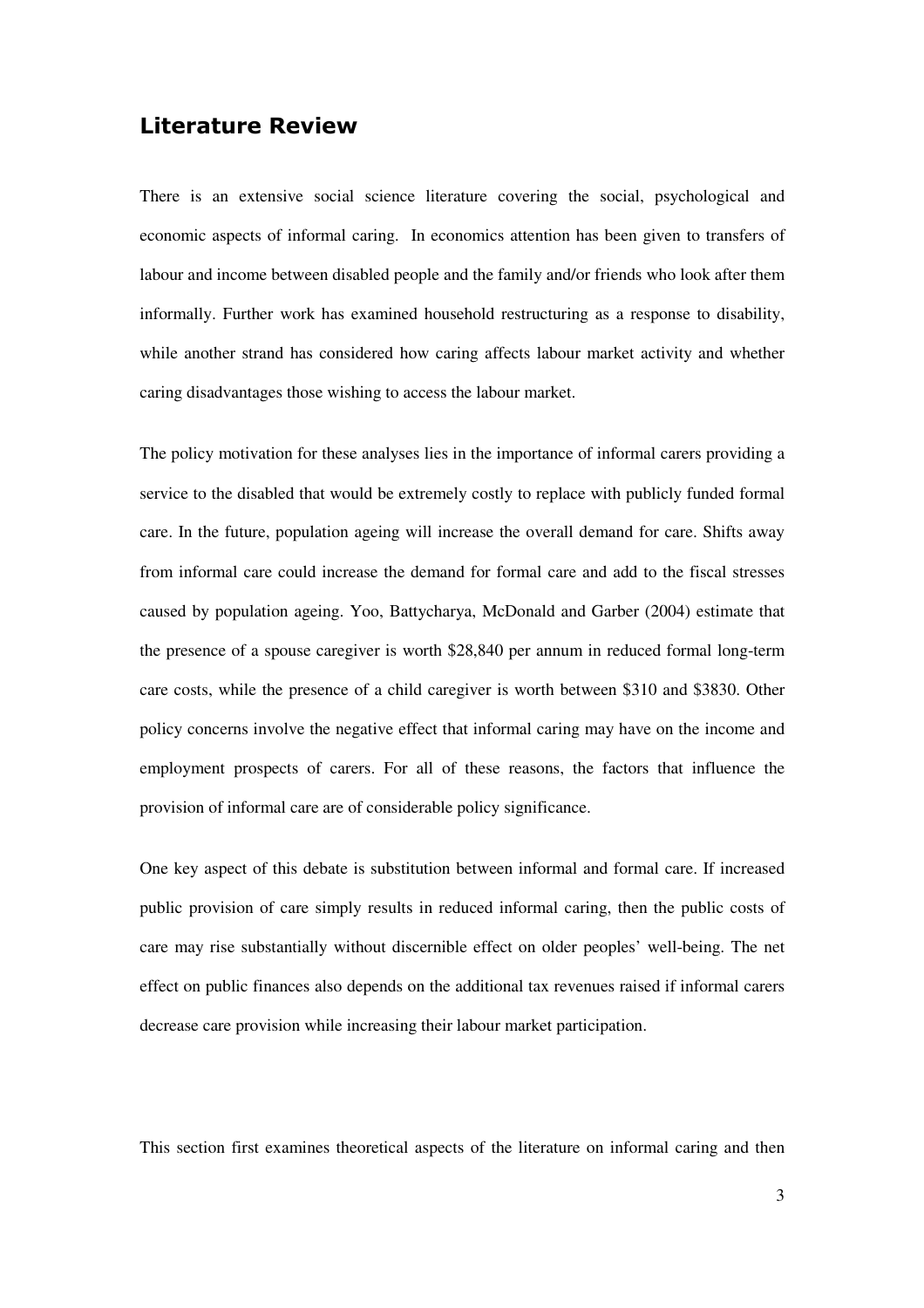## Literature Review

There is an extensive social science literature covering the social, psychological and economic aspects of informal caring. In economics attention has been given to transfers of labour and income between disabled people and the family and/or friends who look after them informally. Further work has examined household restructuring as a response to disability, while another strand has considered how caring affects labour market activity and whether caring disadvantages those wishing to access the labour market.

The policy motivation for these analyses lies in the importance of informal carers providing a service to the disabled that would be extremely costly to replace with publicly funded formal care. In the future, population ageing will increase the overall demand for care. Shifts away from informal care could increase the demand for formal care and add to the fiscal stresses caused by population ageing. Yoo, Battycharya, McDonald and Garber (2004) estimate that the presence of a spouse caregiver is worth $28,840 per annum in reduced formal long-term care costs, while the presence of a child caregiver is worth between $310 and $3830. Other policy concerns involve the negative effect that informal caring may have on the income and employment prospects of carers. For all of these reasons, the factors that influence the provision of informal care are of considerable policy significance.

One key aspect of this debate is substitution between informal and formal care. If increased public provision of care simply results in reduced informal caring, then the public costs of care may rise substantially without discernible effect on older peoples' well-being. The net effect on public finances also depends on the additional tax revenues raised if informal carers decrease care provision while increasing their labour market participation.

This section first examines theoretical aspects of the literature on informal caring and then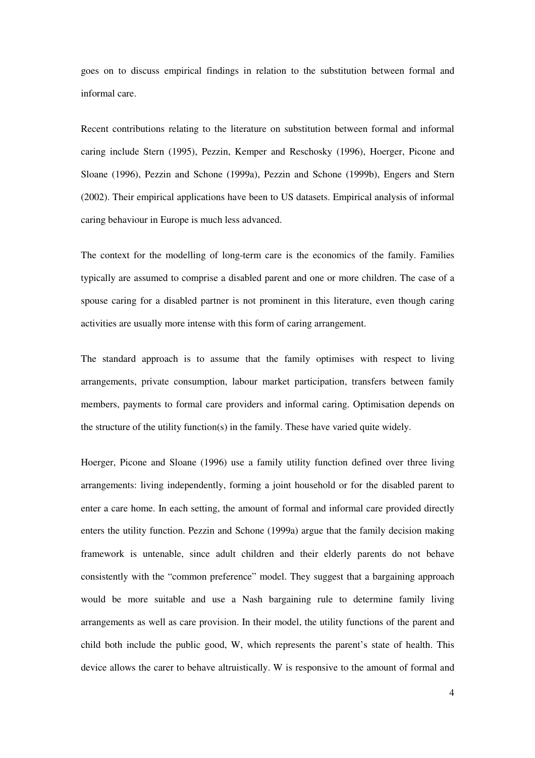goes on to discuss empirical findings in relation to the substitution between formal and informal care.

Recent contributions relating to the literature on substitution between formal and informal caring include Stern (1995), Pezzin, Kemper and Reschosky (1996), Hoerger, Picone and Sloane (1996), Pezzin and Schone (1999a), Pezzin and Schone (1999b), Engers and Stern (2002). Their empirical applications have been to US datasets. Empirical analysis of informal caring behaviour in Europe is much less advanced.

The context for the modelling of long-term care is the economics of the family. Families typically are assumed to comprise a disabled parent and one or more children. The case of a spouse caring for a disabled partner is not prominent in this literature, even though caring activities are usually more intense with this form of caring arrangement.

The standard approach is to assume that the family optimises with respect to living arrangements, private consumption, labour market participation, transfers between family members, payments to formal care providers and informal caring. Optimisation depends on the structure of the utility function(s) in the family. These have varied quite widely.

Hoerger, Picone and Sloane (1996) use a family utility function defined over three living arrangements: living independently, forming a joint household or for the disabled parent to enter a care home. In each setting, the amount of formal and informal care provided directly enters the utility function. Pezzin and Schone (1999a) argue that the family decision making framework is untenable, since adult children and their elderly parents do not behave consistently with the "common preference" model. They suggest that a bargaining approach would be more suitable and use a Nash bargaining rule to determine family living arrangements as well as care provision. In their model, the utility functions of the parent and child both include the public good, W, which represents the parent's state of health. This device allows the carer to behave altruistically. W is responsive to the amount of formal and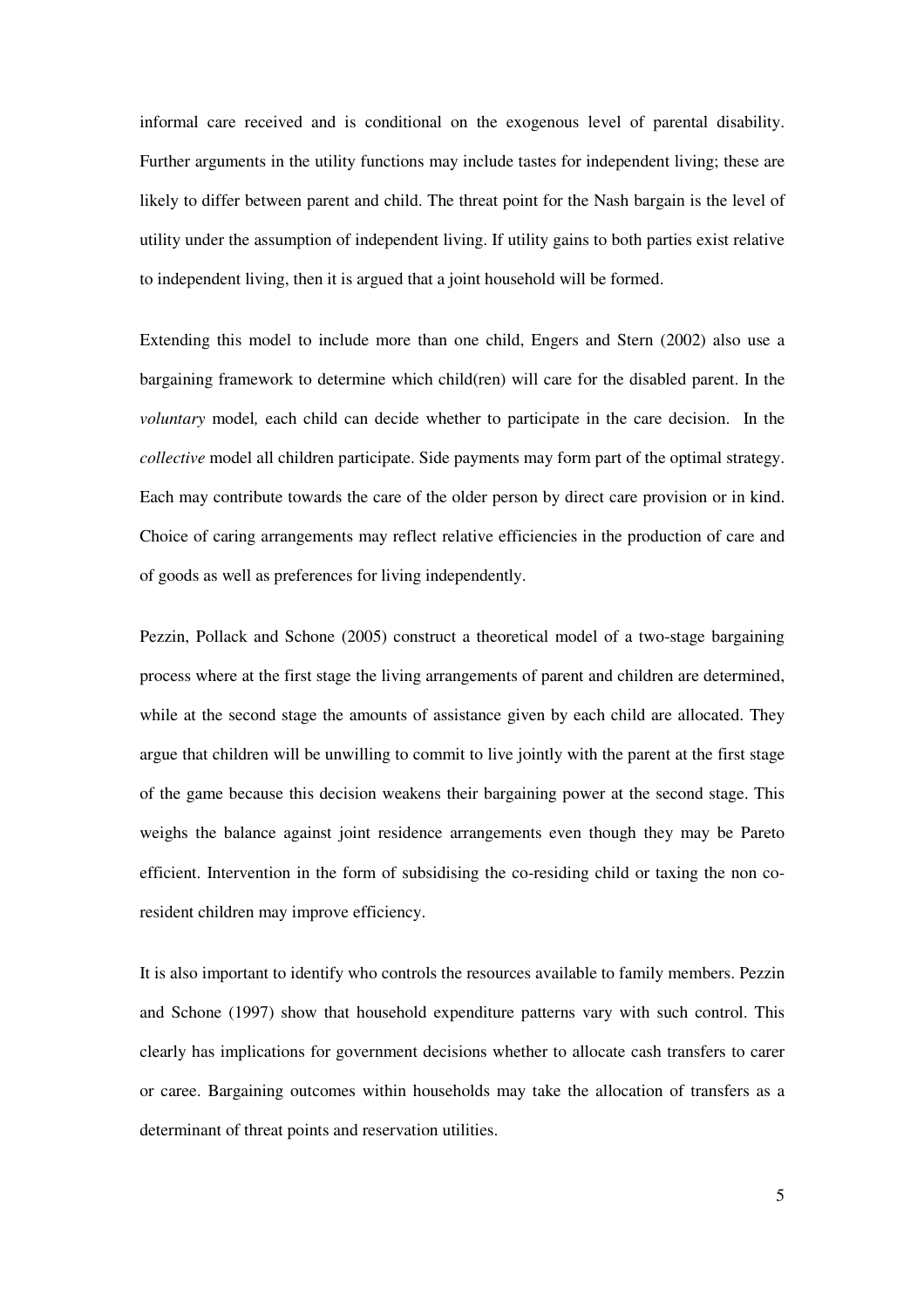informal care received and is conditional on the exogenous level of parental disability. Further arguments in the utility functions may include tastes for independent living; these are likely to differ between parent and child. The threat point for the Nash bargain is the level of utility under the assumption of independent living. If utility gains to both parties exist relative to independent living, then it is argued that a joint household will be formed.

Extending this model to include more than one child, Engers and Stern (2002) also use a bargaining framework to determine which child(ren) will care for the disabled parent. In the *voluntary* model*,* each child can decide whether to participate in the care decision. In the *collective* model all children participate. Side payments may form part of the optimal strategy. Each may contribute towards the care of the older person by direct care provision or in kind. Choice of caring arrangements may reflect relative efficiencies in the production of care and of goods as well as preferences for living independently.

Pezzin, Pollack and Schone (2005) construct a theoretical model of a two-stage bargaining process where at the first stage the living arrangements of parent and children are determined, while at the second stage the amounts of assistance given by each child are allocated. They argue that children will be unwilling to commit to live jointly with the parent at the first stage of the game because this decision weakens their bargaining power at the second stage. This weighs the balance against joint residence arrangements even though they may be Pareto efficient. Intervention in the form of subsidising the co-residing child or taxing the non co-resident children may improve efficiency.

It is also important to identify who controls the resources available to family members. Pezzin and Schone (1997) show that household expenditure patterns vary with such control. This clearly has implications for government decisions whether to allocate cash transfers to carer or caree. Bargaining outcomes within households may take the allocation of transfers as a determinant of threat points and reservation utilities.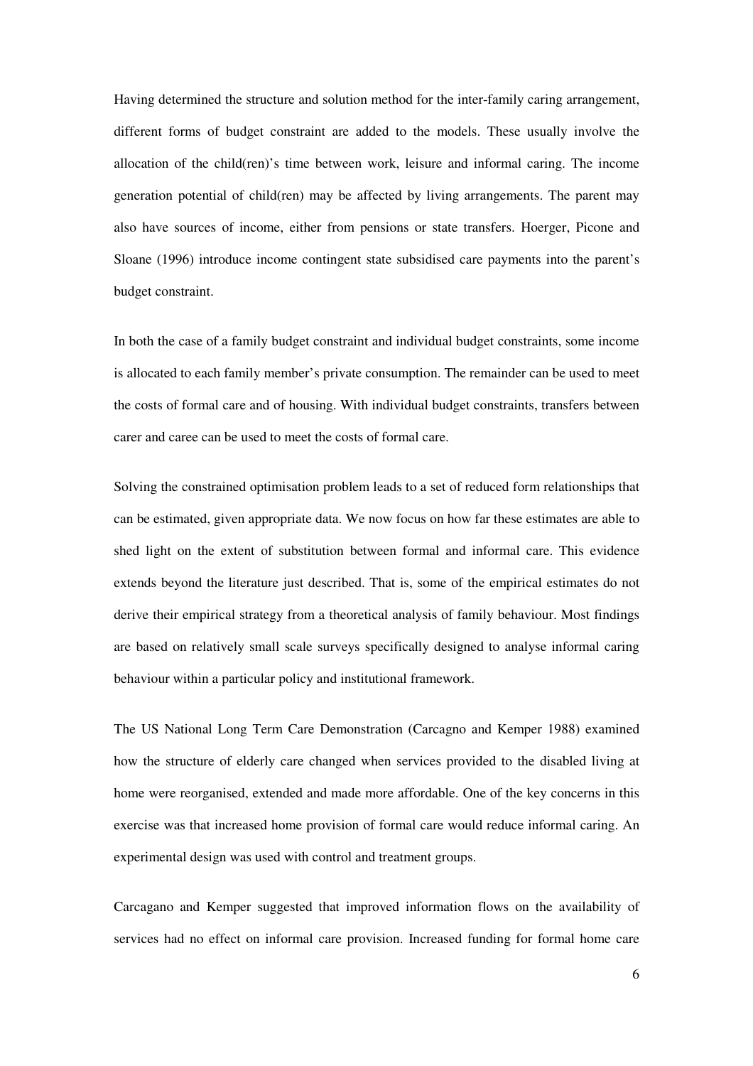Having determined the structure and solution method for the inter-family caring arrangement, different forms of budget constraint are added to the models. These usually involve the allocation of the child(ren)'s time between work, leisure and informal caring. The income generation potential of child(ren) may be affected by living arrangements. The parent may also have sources of income, either from pensions or state transfers. Hoerger, Picone and Sloane (1996) introduce income contingent state subsidised care payments into the parent's budget constraint.

In both the case of a family budget constraint and individual budget constraints, some income is allocated to each family member's private consumption. The remainder can be used to meet the costs of formal care and of housing. With individual budget constraints, transfers between carer and caree can be used to meet the costs of formal care.

Solving the constrained optimisation problem leads to a set of reduced form relationships that can be estimated, given appropriate data. We now focus on how far these estimates are able to shed light on the extent of substitution between formal and informal care. This evidence extends beyond the literature just described. That is, some of the empirical estimates do not derive their empirical strategy from a theoretical analysis of family behaviour. Most findings are based on relatively small scale surveys specifically designed to analyse informal caring behaviour within a particular policy and institutional framework.

The US National Long Term Care Demonstration (Carcagno and Kemper 1988) examined how the structure of elderly care changed when services provided to the disabled living at home were reorganised, extended and made more affordable. One of the key concerns in this exercise was that increased home provision of formal care would reduce informal caring. An experimental design was used with control and treatment groups.

Carcagano and Kemper suggested that improved information flows on the availability of services had no effect on informal care provision. Increased funding for formal home care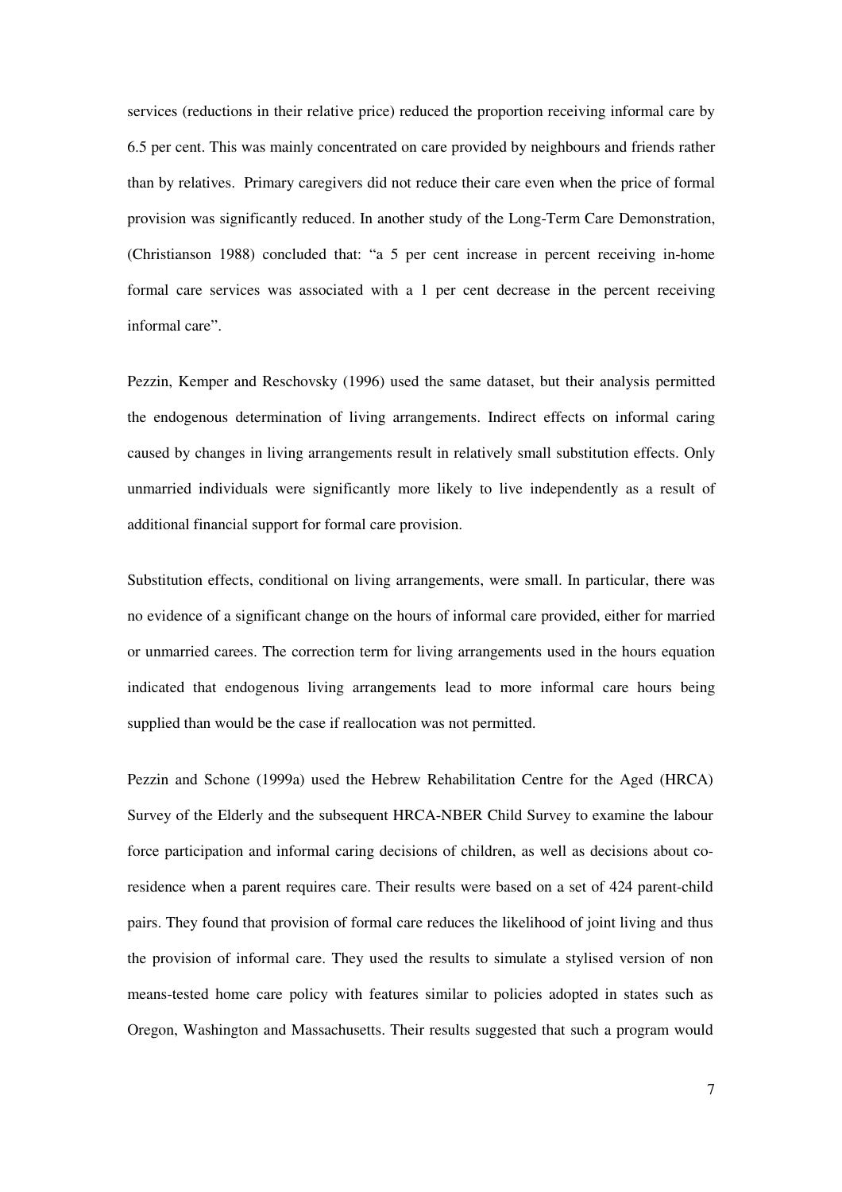services (reductions in their relative price) reduced the proportion receiving informal care by 6.5 per cent. This was mainly concentrated on care provided by neighbours and friends rather than by relatives. Primary caregivers did not reduce their care even when the price of formal provision was significantly reduced. In another study of the Long-Term Care Demonstration, (Christianson 1988) concluded that: "a 5 per cent increase in percent receiving in-home formal care services was associated with a 1 per cent decrease in the percent receiving informal care".

Pezzin, Kemper and Reschovsky (1996) used the same dataset, but their analysis permitted the endogenous determination of living arrangements. Indirect effects on informal caring caused by changes in living arrangements result in relatively small substitution effects. Only unmarried individuals were significantly more likely to live independently as a result of additional financial support for formal care provision.

Substitution effects, conditional on living arrangements, were small. In particular, there was no evidence of a significant change on the hours of informal care provided, either for married or unmarried carees. The correction term for living arrangements used in the hours equation indicated that endogenous living arrangements lead to more informal care hours being supplied than would be the case if reallocation was not permitted.

Pezzin and Schone (1999a) used the Hebrew Rehabilitation Centre for the Aged (HRCA) Survey of the Elderly and the subsequent HRCA-NBER Child Survey to examine the labour force participation and informal caring decisions of children, as well as decisions about co-residence when a parent requires care. Their results were based on a set of 424 parent-child pairs. They found that provision of formal care reduces the likelihood of joint living and thus the provision of informal care. They used the results to simulate a stylised version of non means-tested home care policy with features similar to policies adopted in states such as Oregon, Washington and Massachusetts. Their results suggested that such a program would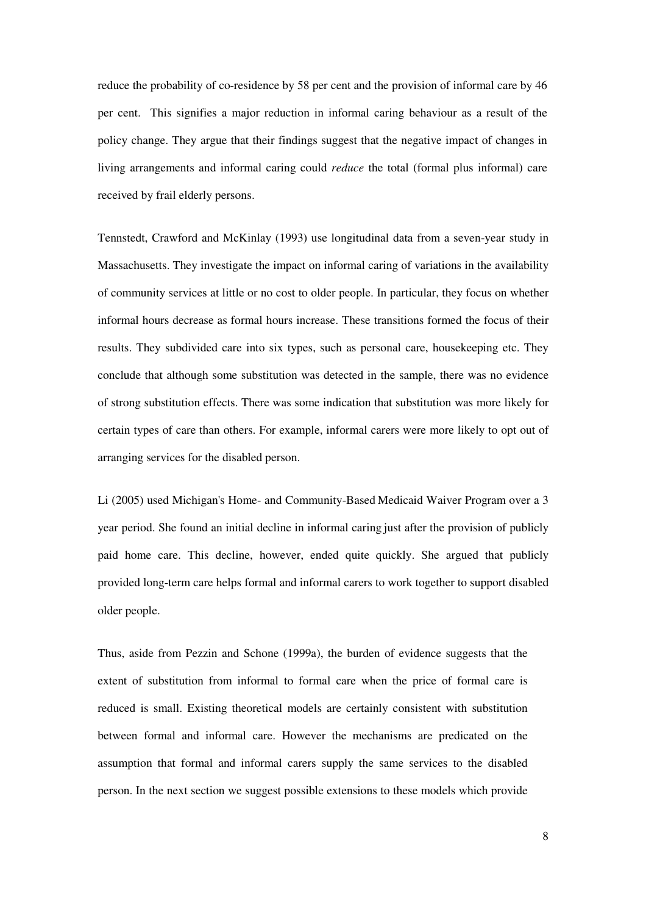reduce the probability of co-residence by 58 per cent and the provision of informal care by 46 per cent. This signifies a major reduction in informal caring behaviour as a result of the policy change. They argue that their findings suggest that the negative impact of changes in living arrangements and informal caring could *reduce* the total (formal plus informal) care received by frail elderly persons.

Tennstedt, Crawford and McKinlay (1993) use longitudinal data from a seven-year study in Massachusetts. They investigate the impact on informal caring of variations in the availability of community services at little or no cost to older people. In particular, they focus on whether informal hours decrease as formal hours increase. These transitions formed the focus of their results. They subdivided care into six types, such as personal care, housekeeping etc. They conclude that although some substitution was detected in the sample, there was no evidence of strong substitution effects. There was some indication that substitution was more likely for certain types of care than others. For example, informal carers were more likely to opt out of arranging services for the disabled person.

Li (2005) used Michigan's Home- and Community-Based Medicaid Waiver Program over a 3 year period. She found an initial decline in informal caring just after the provision of publicly paid home care. This decline, however, ended quite quickly. She argued that publicly provided long-term care helps formal and informal carers to work together to support disabled older people.

Thus, aside from Pezzin and Schone (1999a), the burden of evidence suggests that the extent of substitution from informal to formal care when the price of formal care is reduced is small. Existing theoretical models are certainly consistent with substitution between formal and informal care. However the mechanisms are predicated on the assumption that formal and informal carers supply the same services to the disabled person. In the next section we suggest possible extensions to these models which provide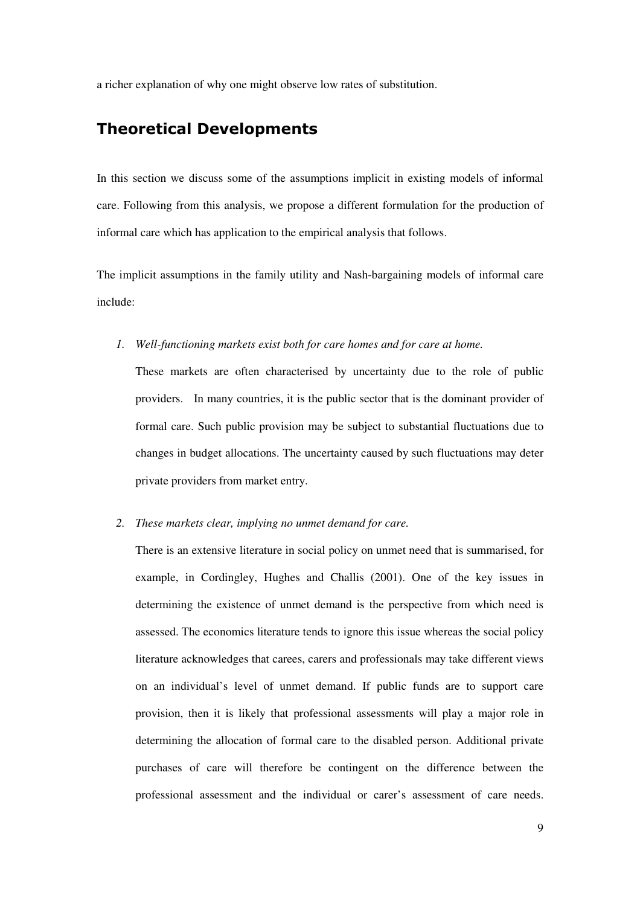a richer explanation of why one might observe low rates of substitution.

## Theoretical Developments

In this section we discuss some of the assumptions implicit in existing models of informal care. Following from this analysis, we propose a different formulation for the production of informal care which has application to the empirical analysis that follows.

The implicit assumptions in the family utility and Nash-bargaining models of informal care include:

1. *Well-functioning markets exist both for care homes and for care at home.*

   These markets are often characterised by uncertainty due to the role of public providers. In many countries, it is the public sector that is the dominant provider of formal care. Such public provision may be subject to substantial fluctuations due to changes in budget allocations. The uncertainty caused by such fluctuations may deter private providers from market entry.

2. *These markets clear, implying no unmet demand for care.*

   There is an extensive literature in social policy on unmet need that is summarised, for example, in Cordingley, Hughes and Challis (2001). One of the key issues in determining the existence of unmet demand is the perspective from which need is assessed. The economics literature tends to ignore this issue whereas the social policy literature acknowledges that carees, carers and professionals may take different views on an individual's level of unmet demand. If public funds are to support care provision, then it is likely that professional assessments will play a major role in determining the allocation of formal care to the disabled person. Additional private purchases of care will therefore be contingent on the difference between the professional assessment and the individual or carer's assessment of care needs.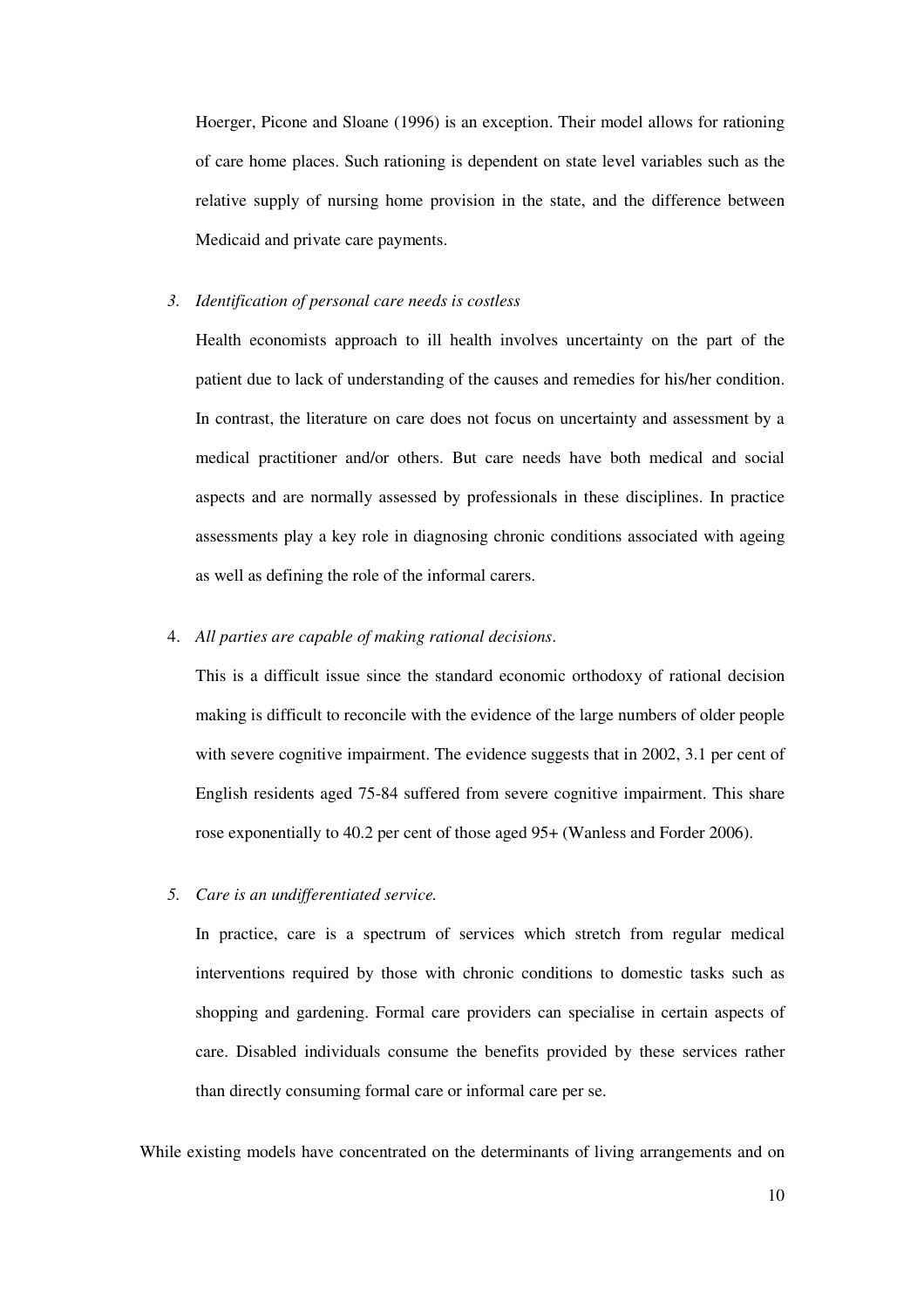Hoerger, Picone and Sloane (1996) is an exception. Their model allows for rationing of care home places. Such rationing is dependent on state level variables such as the relative supply of nursing home provision in the state, and the difference between Medicaid and private care payments.

3. *Identification of personal care needs is costless*

   Health economists approach to ill health involves uncertainty on the part of the patient due to lack of understanding of the causes and remedies for his/her condition. In contrast, the literature on care does not focus on uncertainty and assessment by a medical practitioner and/or others. But care needs have both medical and social aspects and are normally assessed by professionals in these disciplines. In practice assessments play a key role in diagnosing chronic conditions associated with ageing as well as defining the role of the informal carers.

4. *All parties are capable of making rational decisions*.

   This is a difficult issue since the standard economic orthodoxy of rational decision making is difficult to reconcile with the evidence of the large numbers of older people with severe cognitive impairment. The evidence suggests that in 2002, 3.1 per cent of English residents aged 75-84 suffered from severe cognitive impairment. This share rose exponentially to 40.2 per cent of those aged 95+ (Wanless and Forder 2006).

5. *Care is an undifferentiated service.*

   In practice, care is a spectrum of services which stretch from regular medical interventions required by those with chronic conditions to domestic tasks such as shopping and gardening. Formal care providers can specialise in certain aspects of care. Disabled individuals consume the benefits provided by these services rather than directly consuming formal care or informal care per se.

While existing models have concentrated on the determinants of living arrangements and on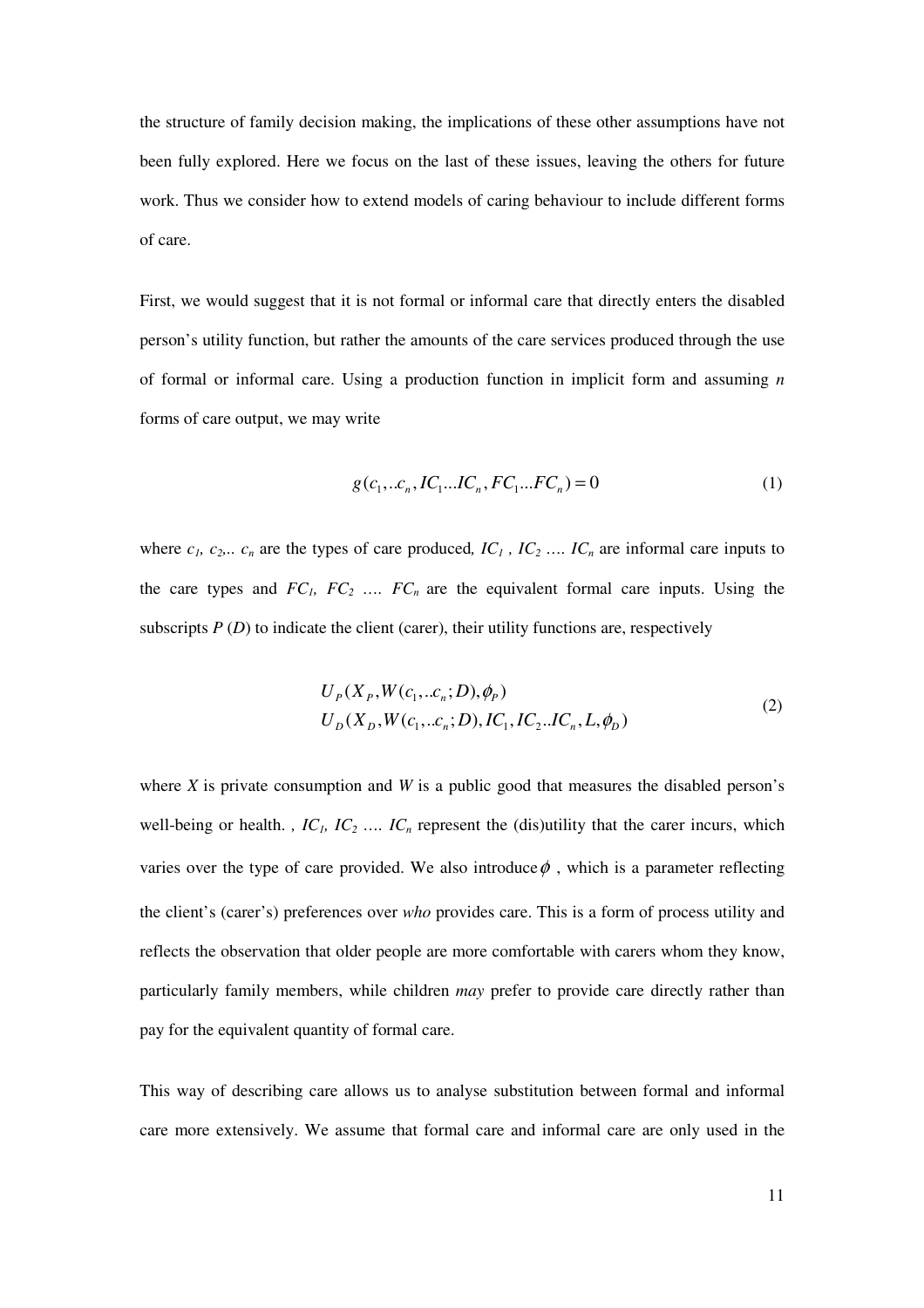the structure of family decision making, the implications of these other assumptions have not been fully explored. Here we focus on the last of these issues, leaving the others for future work. Thus we consider how to extend models of caring behaviour to include different forms of care.

First, we would suggest that it is not formal or informal care that directly enters the disabled person's utility function, but rather the amounts of the care services produced through the use of formal or informal care. Using a production function in implicit form and assuming *n* forms of care output, we may write

$$g(c_1,..c_n, IC_1...IC_n, FC_1...FC_n) = 0 \tag{1}$$

where $c_1$, $c_2$,.. $c_n$ are the types of care produced, $IC_1$ , $IC_2$ …. $IC_n$ are informal care inputs to the care types and $FC_1$, $FC_2$ …. $FC_n$ are the equivalent formal care inputs. Using the subscripts *P* (*D*) to indicate the client (carer), their utility functions are, respectively

$$\begin{aligned} &U_P(X_P, W(c_1,..c_n; D), \phi_P) \\ &U_D(X_D, W(c_1,..c_n; D), IC_1, IC_2..IC_n, L, \phi_D) \end{aligned} \tag{2}$$

where *X* is private consumption and *W* is a public good that measures the disabled person's well-being or health. , $IC_1$, $IC_2$ …. $IC_n$ represent the (dis)utility that the carer incurs, which varies over the type of care provided. We also introduce $\phi$ , which is a parameter reflecting the client's (carer's) preferences over *who* provides care. This is a form of process utility and reflects the observation that older people are more comfortable with carers whom they know, particularly family members, while children *may* prefer to provide care directly rather than pay for the equivalent quantity of formal care.

This way of describing care allows us to analyse substitution between formal and informal care more extensively. We assume that formal care and informal care are only used in the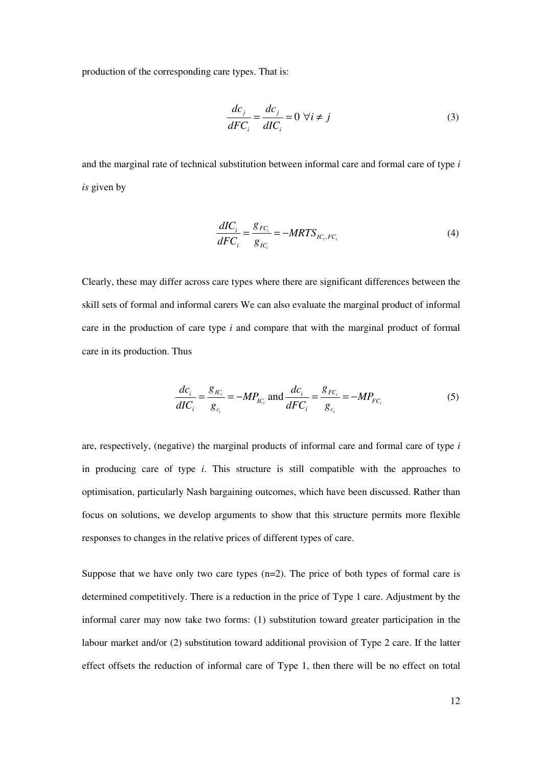production of the corresponding care types. That is:

$$\frac{dc_j}{dFC_i} = \frac{dc_j}{dIC_i} = 0 \ \forall i \neq j \tag{3}$$

and the marginal rate of technical substitution between informal care and formal care of type *i* *is* given by

$$\frac{dIC_i}{dFC_i} = \frac{g_{FC_i}}{g_{IC_i}} = -MRTS_{IC_i, FC_i} \tag{4}$$

Clearly, these may differ across care types where there are significant differences between the skill sets of formal and informal carers We can also evaluate the marginal product of informal care in the production of care type *i* and compare that with the marginal product of formal care in its production. Thus

$$\frac{dc_i}{dIC_i} = \frac{g_{IC_i}}{g_{c_i}} = -MP_{IC_i} \text{ and } \frac{dc_i}{dFC_i} = \frac{g_{FC_i}}{g_{c_i}} = -MP_{FC_i} \tag{5}$$

are, respectively, (negative) the marginal products of informal care and formal care of type *i* in producing care of type *i*. This structure is still compatible with the approaches to optimisation, particularly Nash bargaining outcomes, which have been discussed. Rather than focus on solutions, we develop arguments to show that this structure permits more flexible responses to changes in the relative prices of different types of care.

Suppose that we have only two care types (n=2). The price of both types of formal care is determined competitively. There is a reduction in the price of Type 1 care. Adjustment by the informal carer may now take two forms: (1) substitution toward greater participation in the labour market and/or (2) substitution toward additional provision of Type 2 care. If the latter effect offsets the reduction of informal care of Type 1, then there will be no effect on total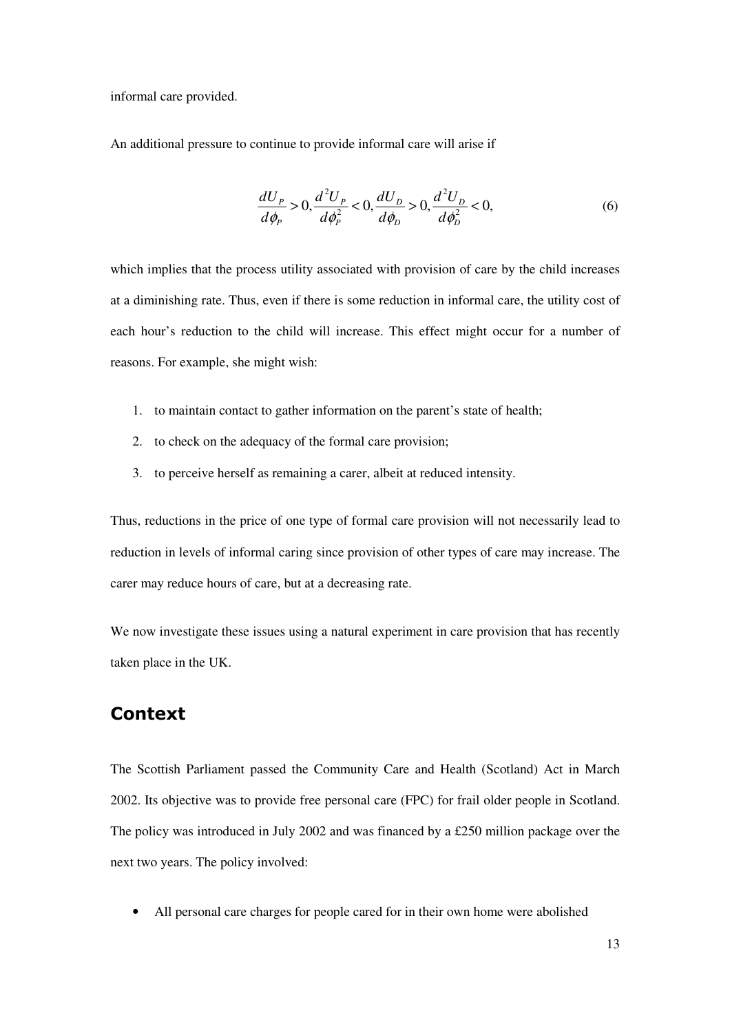informal care provided.

An additional pressure to continue to provide informal care will arise if

$$\frac{dU_P}{d\phi_P} > 0, \frac{d^2U_P}{d\phi_P^2} < 0, \frac{dU_D}{d\phi_D} > 0, \frac{d^2U_D}{d\phi_D^2} < 0, \tag{6}$$

which implies that the process utility associated with provision of care by the child increases at a diminishing rate. Thus, even if there is some reduction in informal care, the utility cost of each hour's reduction to the child will increase. This effect might occur for a number of reasons. For example, she might wish:

1. to maintain contact to gather information on the parent's state of health;
2. to check on the adequacy of the formal care provision;
3. to perceive herself as remaining a carer, albeit at reduced intensity.

Thus, reductions in the price of one type of formal care provision will not necessarily lead to reduction in levels of informal caring since provision of other types of care may increase. The carer may reduce hours of care, but at a decreasing rate.

We now investigate these issues using a natural experiment in care provision that has recently taken place in the UK.

## Context

The Scottish Parliament passed the Community Care and Health (Scotland) Act in March 2002. Its objective was to provide free personal care (FPC) for frail older people in Scotland. The policy was introduced in July 2002 and was financed by a £250 million package over the next two years. The policy involved:

- All personal care charges for people cared for in their own home were abolished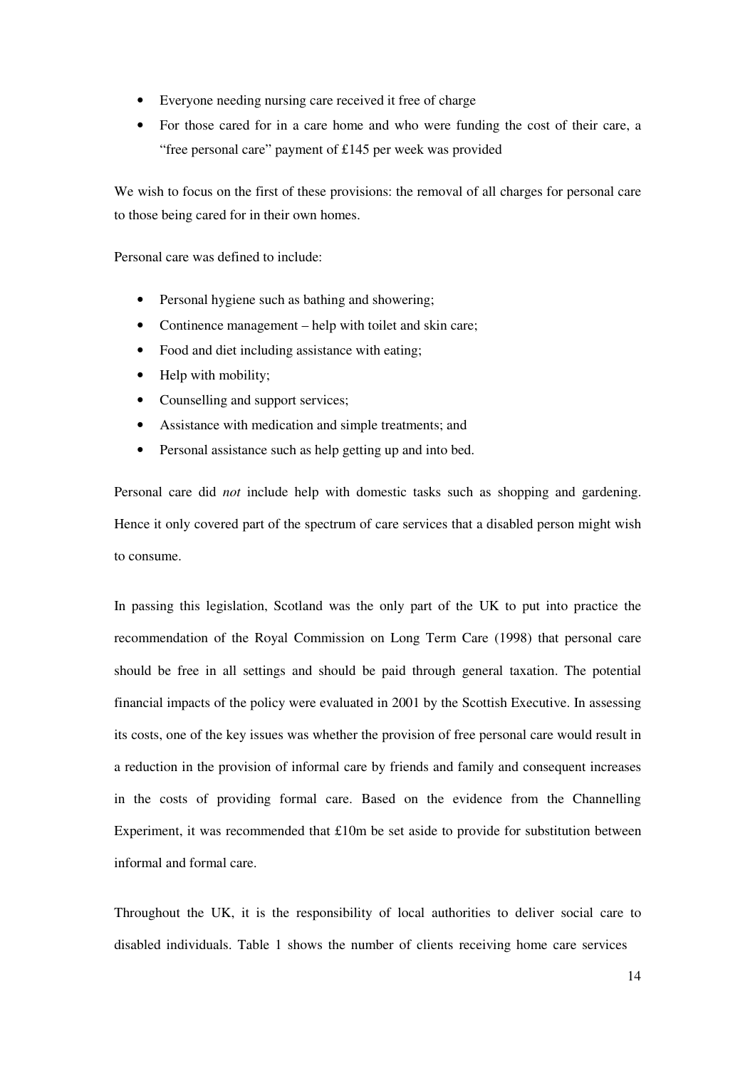- Everyone needing nursing care received it free of charge
- For those cared for in a care home and who were funding the cost of their care, a "free personal care" payment of £145 per week was provided

We wish to focus on the first of these provisions: the removal of all charges for personal care to those being cared for in their own homes.

Personal care was defined to include:

- Personal hygiene such as bathing and showering;
- Continence management – help with toilet and skin care;
- Food and diet including assistance with eating;
- Help with mobility;
- Counselling and support services;
- Assistance with medication and simple treatments; and
- Personal assistance such as help getting up and into bed.

Personal care did *not* include help with domestic tasks such as shopping and gardening. Hence it only covered part of the spectrum of care services that a disabled person might wish to consume.

In passing this legislation, Scotland was the only part of the UK to put into practice the recommendation of the Royal Commission on Long Term Care (1998) that personal care should be free in all settings and should be paid through general taxation. The potential financial impacts of the policy were evaluated in 2001 by the Scottish Executive. In assessing its costs, one of the key issues was whether the provision of free personal care would result in a reduction in the provision of informal care by friends and family and consequent increases in the costs of providing formal care. Based on the evidence from the Channelling Experiment, it was recommended that £10m be set aside to provide for substitution between informal and formal care.

Throughout the UK, it is the responsibility of local authorities to deliver social care to disabled individuals. Table 1 shows the number of clients receiving home care services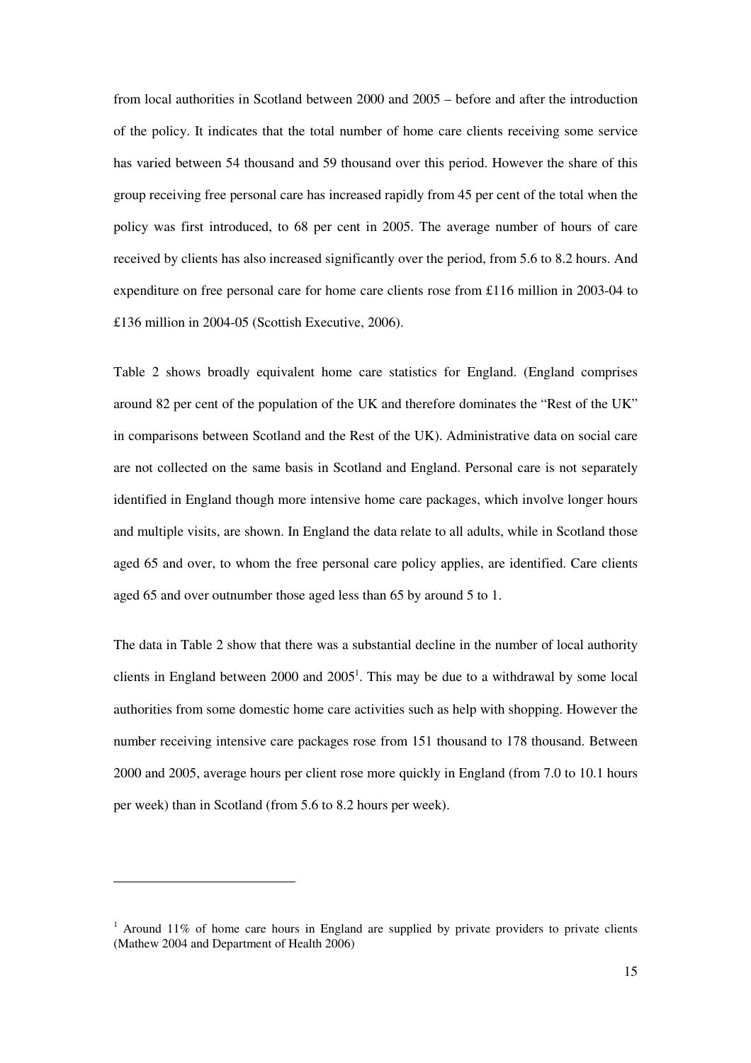from local authorities in Scotland between 2000 and 2005 – before and after the introduction of the policy. It indicates that the total number of home care clients receiving some service has varied between 54 thousand and 59 thousand over this period. However the share of this group receiving free personal care has increased rapidly from 45 per cent of the total when the policy was first introduced, to 68 per cent in 2005. The average number of hours of care received by clients has also increased significantly over the period, from 5.6 to 8.2 hours. And expenditure on free personal care for home care clients rose from £116 million in 2003-04 to £136 million in 2004-05 (Scottish Executive, 2006).

Table 2 shows broadly equivalent home care statistics for England. (England comprises around 82 per cent of the population of the UK and therefore dominates the "Rest of the UK" in comparisons between Scotland and the Rest of the UK). Administrative data on social care are not collected on the same basis in Scotland and England. Personal care is not separately identified in England though more intensive home care packages, which involve longer hours and multiple visits, are shown. In England the data relate to all adults, while in Scotland those aged 65 and over, to whom the free personal care policy applies, are identified. Care clients aged 65 and over outnumber those aged less than 65 by around 5 to 1.

The data in Table 2 show that there was a substantial decline in the number of local authority clients in England between 2000 and 2005[1]. This may be due to a withdrawal by some local authorities from some domestic home care activities such as help with shopping. However the number receiving intensive care packages rose from 151 thousand to 178 thousand. Between 2000 and 2005, average hours per client rose more quickly in England (from 7.0 to 10.1 hours per week) than in Scotland (from 5.6 to 8.2 hours per week).

---

[1] Around 11% of home care hours in England are supplied by private providers to private clients (Mathew 2004 and Department of Health 2006)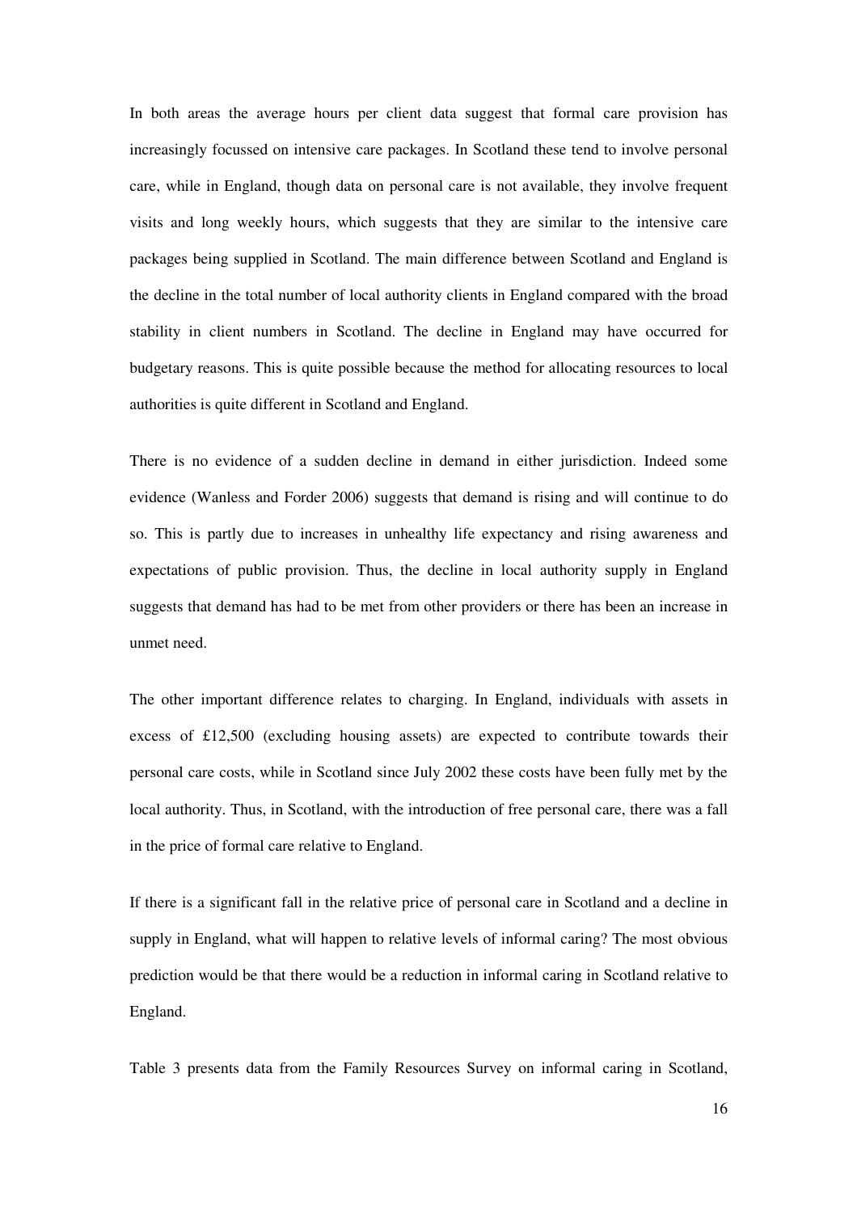In both areas the average hours per client data suggest that formal care provision has increasingly focussed on intensive care packages. In Scotland these tend to involve personal care, while in England, though data on personal care is not available, they involve frequent visits and long weekly hours, which suggests that they are similar to the intensive care packages being supplied in Scotland. The main difference between Scotland and England is the decline in the total number of local authority clients in England compared with the broad stability in client numbers in Scotland. The decline in England may have occurred for budgetary reasons. This is quite possible because the method for allocating resources to local authorities is quite different in Scotland and England.

There is no evidence of a sudden decline in demand in either jurisdiction. Indeed some evidence (Wanless and Forder 2006) suggests that demand is rising and will continue to do so. This is partly due to increases in unhealthy life expectancy and rising awareness and expectations of public provision. Thus, the decline in local authority supply in England suggests that demand has had to be met from other providers or there has been an increase in unmet need.

The other important difference relates to charging. In England, individuals with assets in excess of £12,500 (excluding housing assets) are expected to contribute towards their personal care costs, while in Scotland since July 2002 these costs have been fully met by the local authority. Thus, in Scotland, with the introduction of free personal care, there was a fall in the price of formal care relative to England.

If there is a significant fall in the relative price of personal care in Scotland and a decline in supply in England, what will happen to relative levels of informal caring? The most obvious prediction would be that there would be a reduction in informal caring in Scotland relative to England.

Table 3 presents data from the Family Resources Survey on informal caring in Scotland,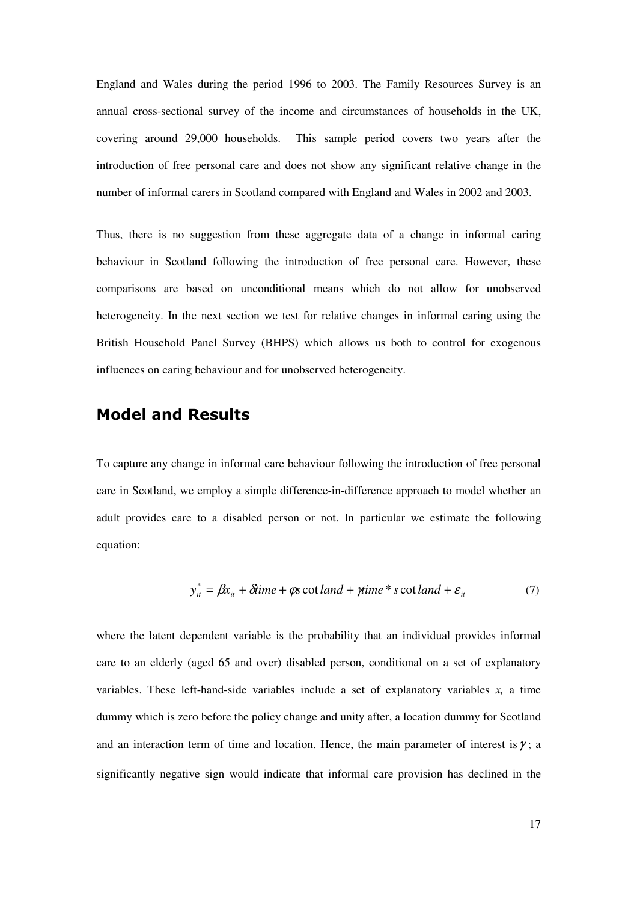England and Wales during the period 1996 to 2003. The Family Resources Survey is an annual cross-sectional survey of the income and circumstances of households in the UK, covering around 29,000 households. This sample period covers two years after the introduction of free personal care and does not show any significant relative change in the number of informal carers in Scotland compared with England and Wales in 2002 and 2003.

Thus, there is no suggestion from these aggregate data of a change in informal caring behaviour in Scotland following the introduction of free personal care. However, these comparisons are based on unconditional means which do not allow for unobserved heterogeneity. In the next section we test for relative changes in informal caring using the British Household Panel Survey (BHPS) which allows us both to control for exogenous influences on caring behaviour and for unobserved heterogeneity.

## Model and Results

To capture any change in informal care behaviour following the introduction of free personal care in Scotland, we employ a simple difference-in-difference approach to model whether an adult provides care to a disabled person or not. In particular we estimate the following equation:

$$y_{it}^{*} = \beta x_{it} + \delta time + \varphi scotland + \gamma time * scotland + \varepsilon_{it} \qquad (7)$$

where the latent dependent variable is the probability that an individual provides informal care to an elderly (aged 65 and over) disabled person, conditional on a set of explanatory variables. These left-hand-side variables include a set of explanatory variables *x,* a time dummy which is zero before the policy change and unity after, a location dummy for Scotland and an interaction term of time and location. Hence, the main parameter of interest is $\gamma$; a significantly negative sign would indicate that informal care provision has declined in the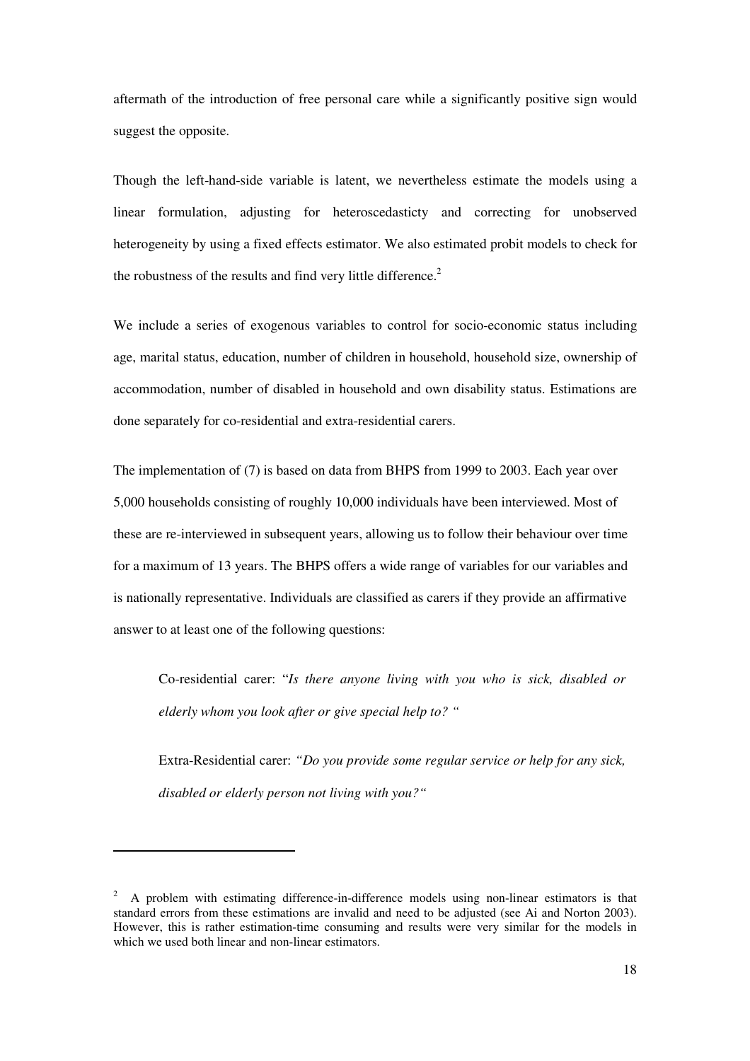aftermath of the introduction of free personal care while a significantly positive sign would suggest the opposite.

Though the left-hand-side variable is latent, we nevertheless estimate the models using a linear formulation, adjusting for heteroscedasticty and correcting for unobserved heterogeneity by using a fixed effects estimator. We also estimated probit models to check for the robustness of the results and find very little difference.[2]

We include a series of exogenous variables to control for socio-economic status including age, marital status, education, number of children in household, household size, ownership of accommodation, number of disabled in household and own disability status. Estimations are done separately for co-residential and extra-residential carers.

The implementation of (7) is based on data from BHPS from 1999 to 2003. Each year over 5,000 households consisting of roughly 10,000 individuals have been interviewed. Most of these are re-interviewed in subsequent years, allowing us to follow their behaviour over time for a maximum of 13 years. The BHPS offers a wide range of variables for our variables and is nationally representative. Individuals are classified as carers if they provide an affirmative answer to at least one of the following questions:

> Co-residential carer: "*Is there anyone living with you who is sick, disabled or elderly whom you look after or give special help to?* "
>
> Extra-Residential carer: *"Do you provide some regular service or help for any sick, disabled or elderly person not living with you?"*

---

[2] A problem with estimating difference-in-difference models using non-linear estimators is that standard errors from these estimations are invalid and need to be adjusted (see Ai and Norton 2003). However, this is rather estimation-time consuming and results were very similar for the models in which we used both linear and non-linear estimators.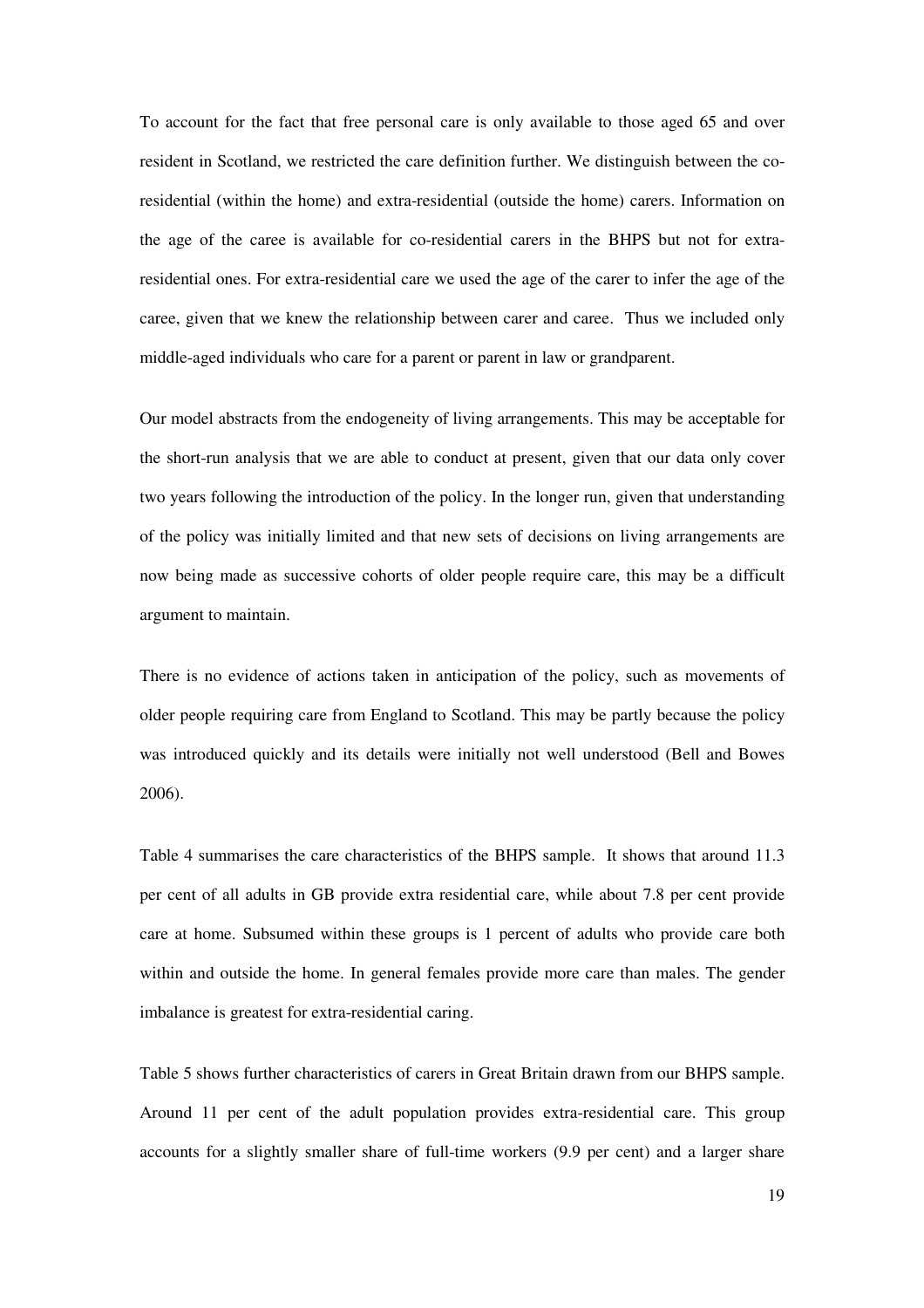To account for the fact that free personal care is only available to those aged 65 and over resident in Scotland, we restricted the care definition further. We distinguish between the co-residential (within the home) and extra-residential (outside the home) carers. Information on the age of the caree is available for co-residential carers in the BHPS but not for extra-residential ones. For extra-residential care we used the age of the carer to infer the age of the caree, given that we knew the relationship between carer and caree. Thus we included only middle-aged individuals who care for a parent or parent in law or grandparent.

Our model abstracts from the endogeneity of living arrangements. This may be acceptable for the short-run analysis that we are able to conduct at present, given that our data only cover two years following the introduction of the policy. In the longer run, given that understanding of the policy was initially limited and that new sets of decisions on living arrangements are now being made as successive cohorts of older people require care, this may be a difficult argument to maintain.

There is no evidence of actions taken in anticipation of the policy, such as movements of older people requiring care from England to Scotland. This may be partly because the policy was introduced quickly and its details were initially not well understood (Bell and Bowes 2006).

Table 4 summarises the care characteristics of the BHPS sample. It shows that around 11.3 per cent of all adults in GB provide extra residential care, while about 7.8 per cent provide care at home. Subsumed within these groups is 1 percent of adults who provide care both within and outside the home. In general females provide more care than males. The gender imbalance is greatest for extra-residential caring.

Table 5 shows further characteristics of carers in Great Britain drawn from our BHPS sample. Around 11 per cent of the adult population provides extra-residential care. This group accounts for a slightly smaller share of full-time workers (9.9 per cent) and a larger share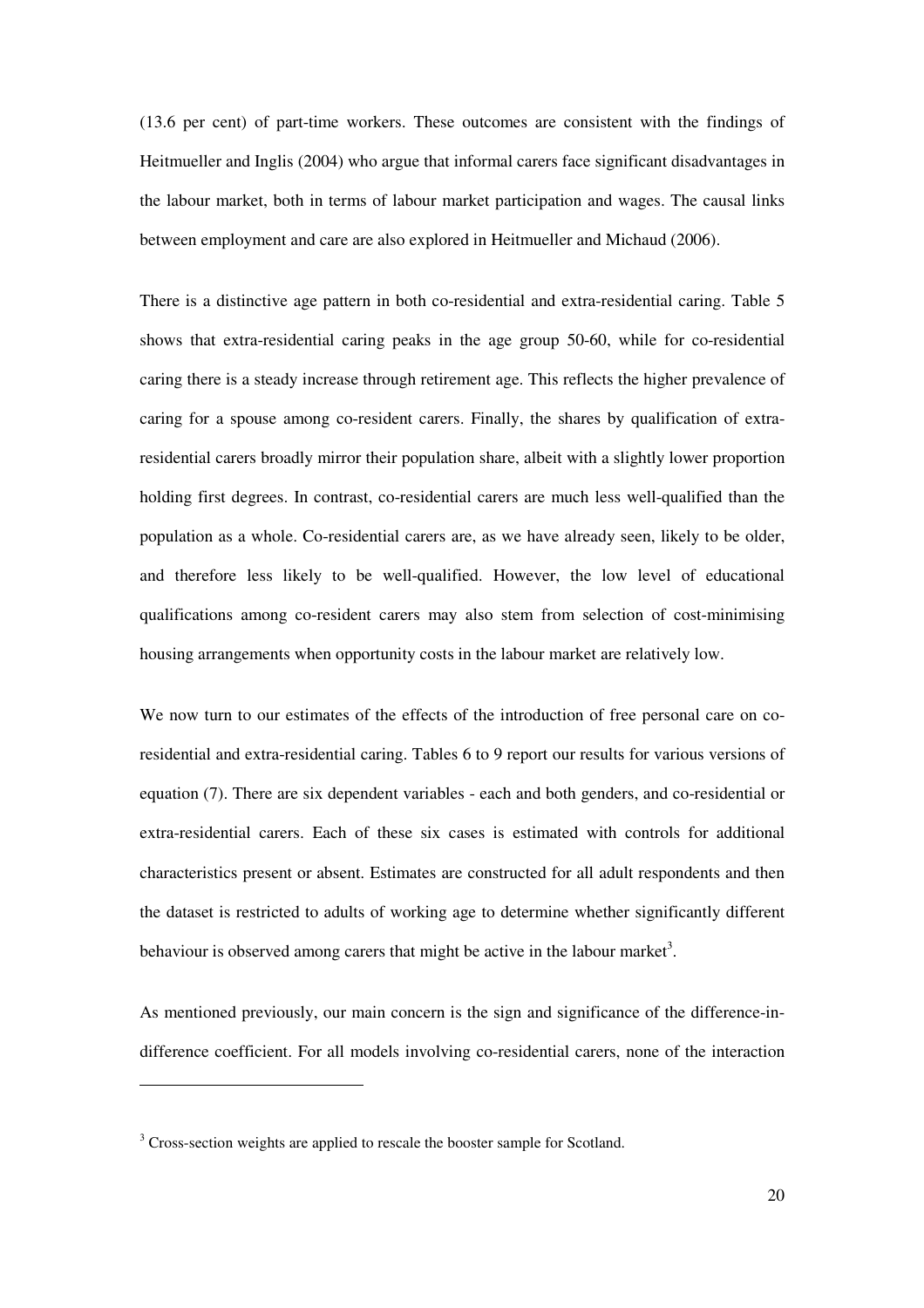(13.6 per cent) of part-time workers. These outcomes are consistent with the findings of Heitmueller and Inglis (2004) who argue that informal carers face significant disadvantages in the labour market, both in terms of labour market participation and wages. The causal links between employment and care are also explored in Heitmueller and Michaud (2006).

There is a distinctive age pattern in both co-residential and extra-residential caring. Table 5 shows that extra-residential caring peaks in the age group 50-60, while for co-residential caring there is a steady increase through retirement age. This reflects the higher prevalence of caring for a spouse among co-resident carers. Finally, the shares by qualification of extra-residential carers broadly mirror their population share, albeit with a slightly lower proportion holding first degrees. In contrast, co-residential carers are much less well-qualified than the population as a whole. Co-residential carers are, as we have already seen, likely to be older, and therefore less likely to be well-qualified. However, the low level of educational qualifications among co-resident carers may also stem from selection of cost-minimising housing arrangements when opportunity costs in the labour market are relatively low.

We now turn to our estimates of the effects of the introduction of free personal care on co-residential and extra-residential caring. Tables 6 to 9 report our results for various versions of equation (7). There are six dependent variables - each and both genders, and co-residential or extra-residential carers. Each of these six cases is estimated with controls for additional characteristics present or absent. Estimates are constructed for all adult respondents and then the dataset is restricted to adults of working age to determine whether significantly different behaviour is observed among carers that might be active in the labour market[3].

As mentioned previously, our main concern is the sign and significance of the difference-in-difference coefficient. For all models involving co-residential carers, none of the interaction

[3] Cross-section weights are applied to rescale the booster sample for Scotland.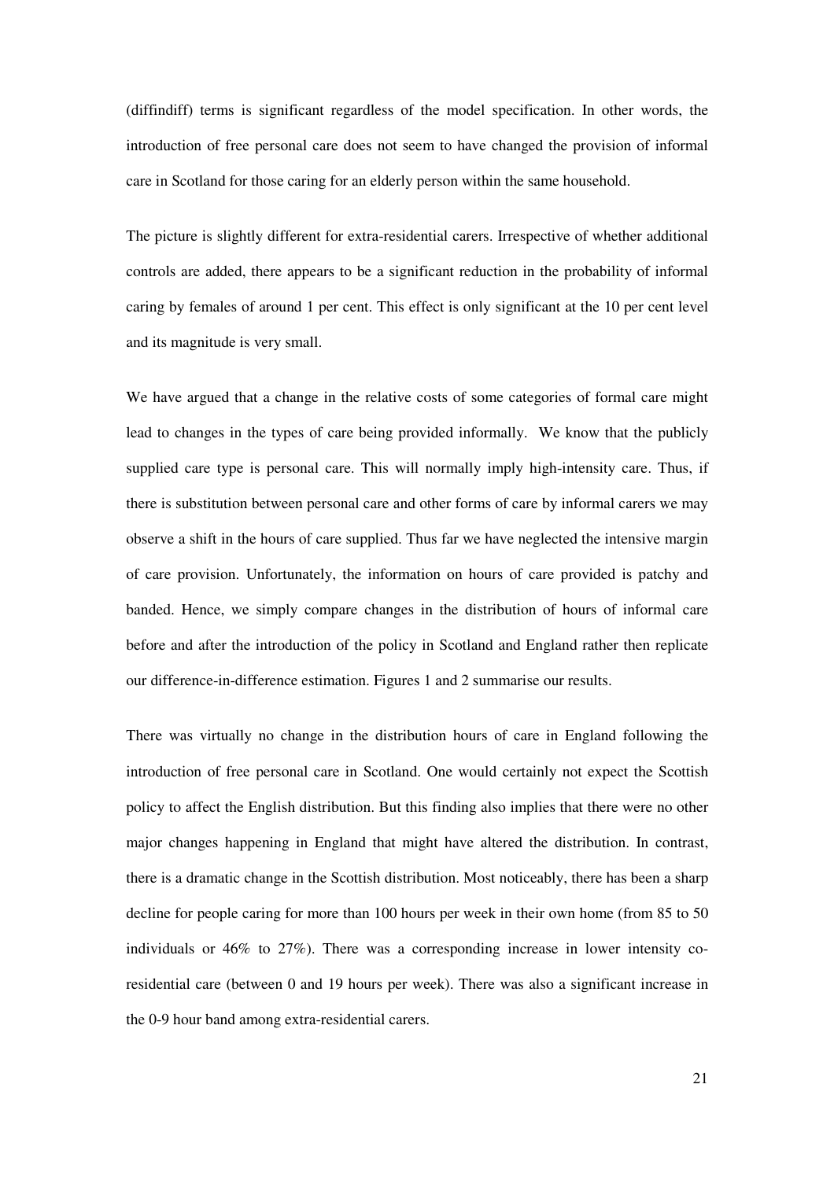(diffindiff) terms is significant regardless of the model specification. In other words, the introduction of free personal care does not seem to have changed the provision of informal care in Scotland for those caring for an elderly person within the same household.

The picture is slightly different for extra-residential carers. Irrespective of whether additional controls are added, there appears to be a significant reduction in the probability of informal caring by females of around 1 per cent. This effect is only significant at the 10 per cent level and its magnitude is very small.

We have argued that a change in the relative costs of some categories of formal care might lead to changes in the types of care being provided informally. We know that the publicly supplied care type is personal care. This will normally imply high-intensity care. Thus, if there is substitution between personal care and other forms of care by informal carers we may observe a shift in the hours of care supplied. Thus far we have neglected the intensive margin of care provision. Unfortunately, the information on hours of care provided is patchy and banded. Hence, we simply compare changes in the distribution of hours of informal care before and after the introduction of the policy in Scotland and England rather then replicate our difference-in-difference estimation. Figures 1 and 2 summarise our results.

There was virtually no change in the distribution hours of care in England following the introduction of free personal care in Scotland. One would certainly not expect the Scottish policy to affect the English distribution. But this finding also implies that there were no other major changes happening in England that might have altered the distribution. In contrast, there is a dramatic change in the Scottish distribution. Most noticeably, there has been a sharp decline for people caring for more than 100 hours per week in their own home (from 85 to 50 individuals or 46% to 27%). There was a corresponding increase in lower intensity co-residential care (between 0 and 19 hours per week). There was also a significant increase in the 0-9 hour band among extra-residential carers.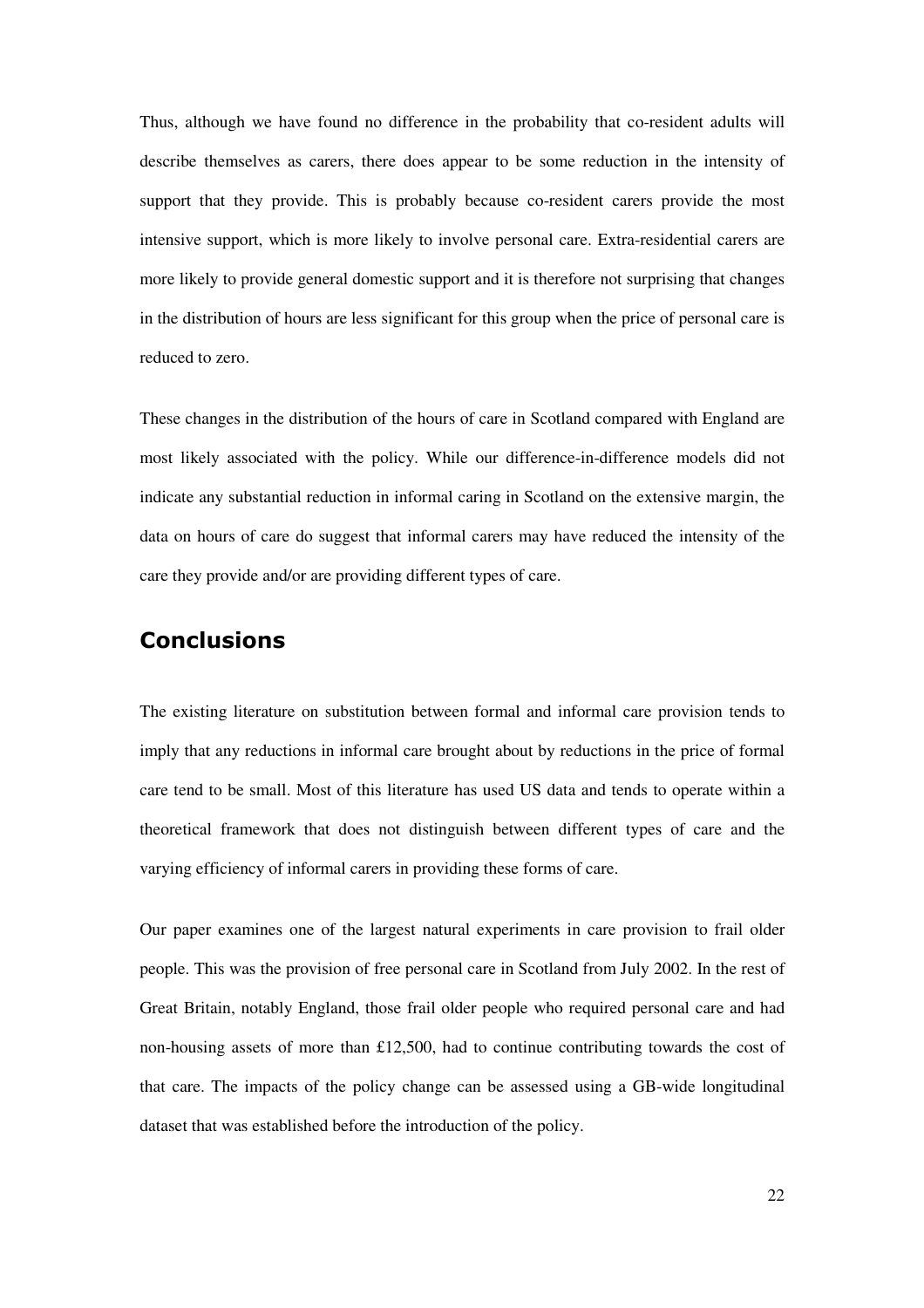Thus, although we have found no difference in the probability that co-resident adults will describe themselves as carers, there does appear to be some reduction in the intensity of support that they provide. This is probably because co-resident carers provide the most intensive support, which is more likely to involve personal care. Extra-residential carers are more likely to provide general domestic support and it is therefore not surprising that changes in the distribution of hours are less significant for this group when the price of personal care is reduced to zero.

These changes in the distribution of the hours of care in Scotland compared with England are most likely associated with the policy. While our difference-in-difference models did not indicate any substantial reduction in informal caring in Scotland on the extensive margin, the data on hours of care do suggest that informal carers may have reduced the intensity of the care they provide and/or are providing different types of care.

## Conclusions

The existing literature on substitution between formal and informal care provision tends to imply that any reductions in informal care brought about by reductions in the price of formal care tend to be small. Most of this literature has used US data and tends to operate within a theoretical framework that does not distinguish between different types of care and the varying efficiency of informal carers in providing these forms of care.

Our paper examines one of the largest natural experiments in care provision to frail older people. This was the provision of free personal care in Scotland from July 2002. In the rest of Great Britain, notably England, those frail older people who required personal care and had non-housing assets of more than £12,500, had to continue contributing towards the cost of that care. The impacts of the policy change can be assessed using a GB-wide longitudinal dataset that was established before the introduction of the policy.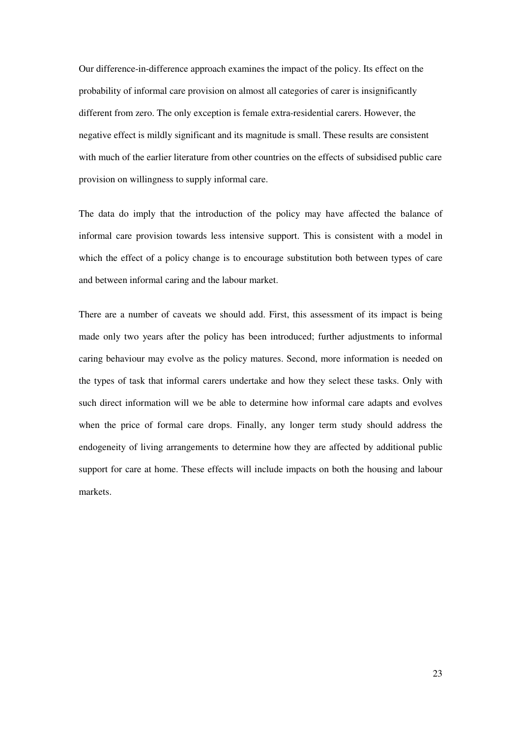Our difference-in-difference approach examines the impact of the policy. Its effect on the probability of informal care provision on almost all categories of carer is insignificantly different from zero. The only exception is female extra-residential carers. However, the negative effect is mildly significant and its magnitude is small. These results are consistent with much of the earlier literature from other countries on the effects of subsidised public care provision on willingness to supply informal care.

The data do imply that the introduction of the policy may have affected the balance of informal care provision towards less intensive support. This is consistent with a model in which the effect of a policy change is to encourage substitution both between types of care and between informal caring and the labour market.

There are a number of caveats we should add. First, this assessment of its impact is being made only two years after the policy has been introduced; further adjustments to informal caring behaviour may evolve as the policy matures. Second, more information is needed on the types of task that informal carers undertake and how they select these tasks. Only with such direct information will we be able to determine how informal care adapts and evolves when the price of formal care drops. Finally, any longer term study should address the endogeneity of living arrangements to determine how they are affected by additional public support for care at home. These effects will include impacts on both the housing and labour markets.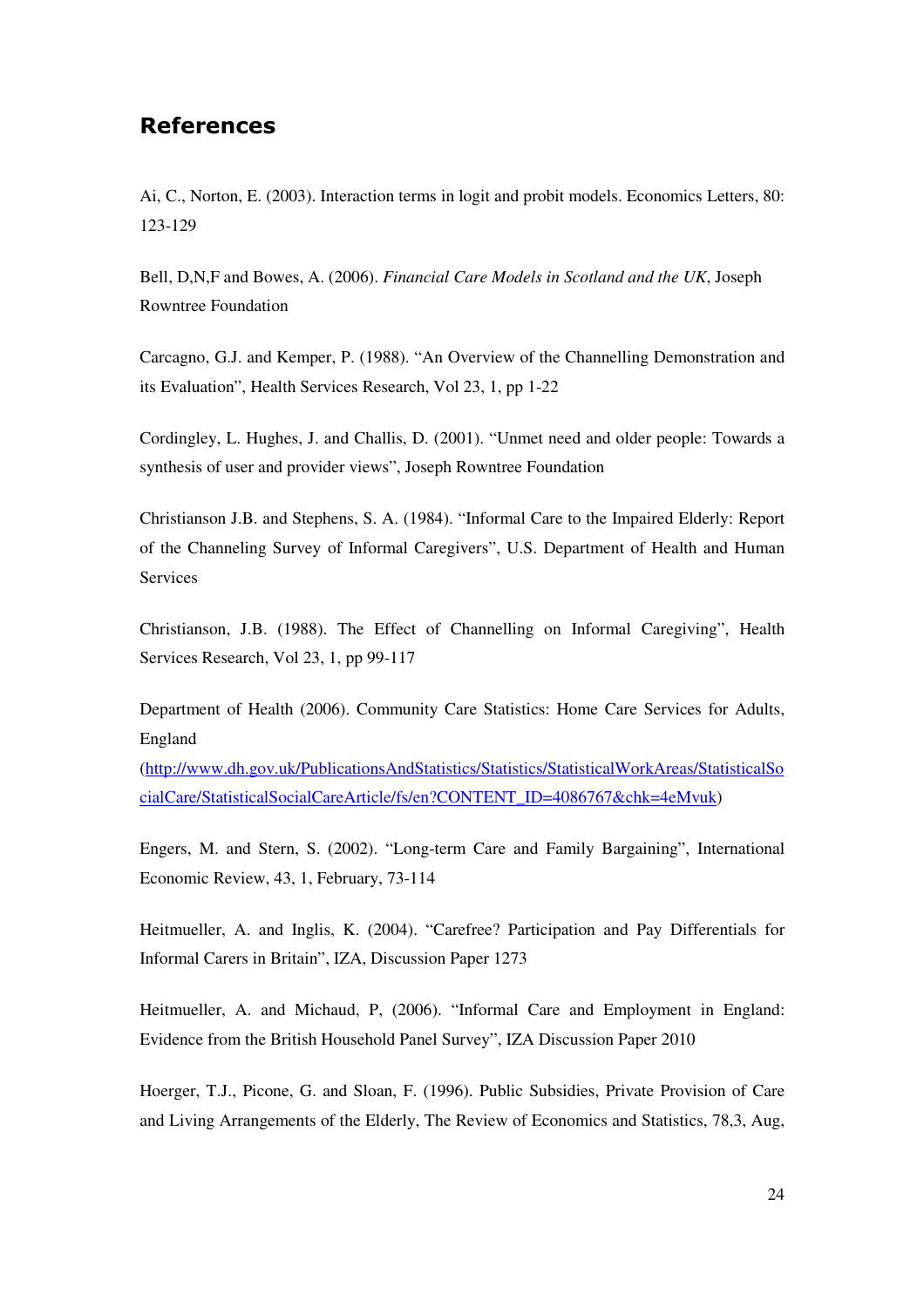## References

Ai, C., Norton, E. (2003). Interaction terms in logit and probit models. Economics Letters, 80: 123-129

Bell, D,N,F and Bowes, A. (2006). *Financial Care Models in Scotland and the UK*, Joseph Rowntree Foundation

Carcagno, G.J. and Kemper, P. (1988). "An Overview of the Channelling Demonstration and its Evaluation", Health Services Research, Vol 23, 1, pp 1-22

Cordingley, L. Hughes, J. and Challis, D. (2001). "Unmet need and older people: Towards a synthesis of user and provider views", Joseph Rowntree Foundation

Christianson J.B. and Stephens, S. A. (1984). "Informal Care to the Impaired Elderly: Report of the Channeling Survey of Informal Caregivers", U.S. Department of Health and Human Services

Christianson, J.B. (1988). The Effect of Channelling on Informal Caregiving", Health Services Research, Vol 23, 1, pp 99-117

Department of Health (2006). Community Care Statistics: Home Care Services for Adults, England (http://www.dh.gov.uk/PublicationsAndStatistics/Statistics/StatisticalWorkAreas/StatisticalSocialCare/StatisticalSocialCareArticle/fs/en?CONTENT_ID=4086767&chk=4eMvuk)

Engers, M. and Stern, S. (2002). "Long-term Care and Family Bargaining", International Economic Review, 43, 1, February, 73-114

Heitmueller, A. and Inglis, K. (2004). "Carefree? Participation and Pay Differentials for Informal Carers in Britain", IZA, Discussion Paper 1273

Heitmueller, A. and Michaud, P, (2006). "Informal Care and Employment in England: Evidence from the British Household Panel Survey", IZA Discussion Paper 2010

Hoerger, T.J., Picone, G. and Sloan, F. (1996). Public Subsidies, Private Provision of Care and Living Arrangements of the Elderly, The Review of Economics and Statistics, 78,3, Aug,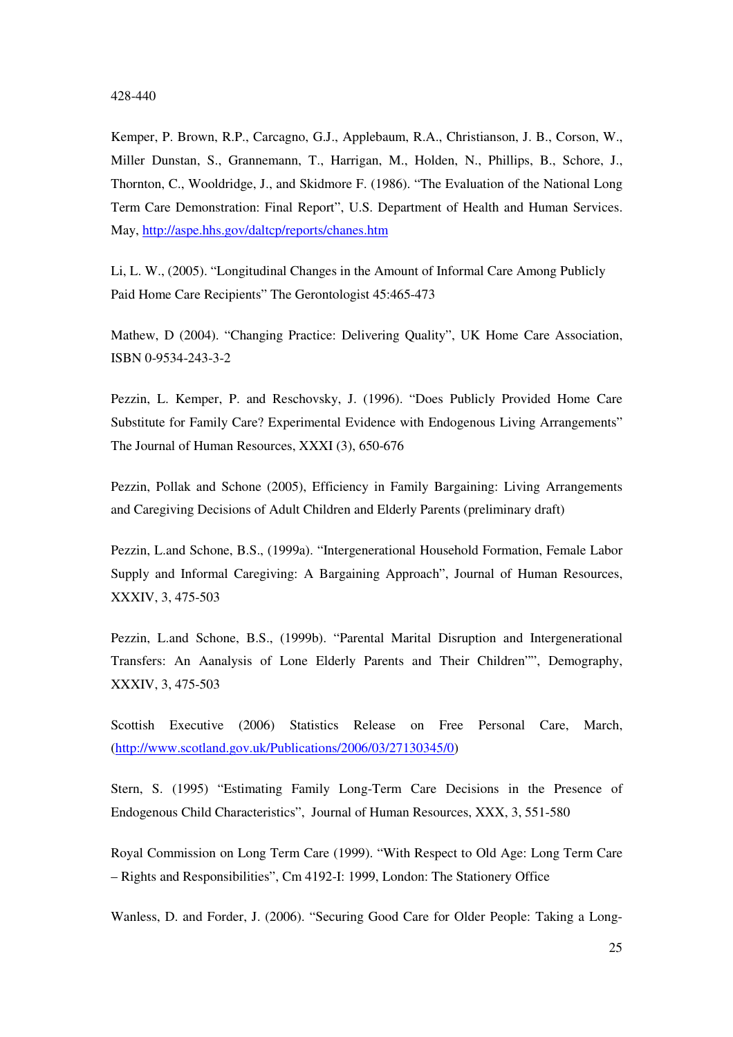428-440

Kemper, P. Brown, R.P., Carcagno, G.J., Applebaum, R.A., Christianson, J. B., Corson, W., Miller Dunstan, S., Grannemann, T., Harrigan, M., Holden, N., Phillips, B., Schore, J., Thornton, C., Wooldridge, J., and Skidmore F. (1986). "The Evaluation of the National Long Term Care Demonstration: Final Report", U.S. Department of Health and Human Services. May, http://aspe.hhs.gov/daltcp/reports/chanes.htm

Li, L. W., (2005). "Longitudinal Changes in the Amount of Informal Care Among Publicly Paid Home Care Recipients" The Gerontologist 45:465-473

Mathew, D (2004). "Changing Practice: Delivering Quality", UK Home Care Association, ISBN 0-9534-243-3-2

Pezzin, L. Kemper, P. and Reschovsky, J. (1996). "Does Publicly Provided Home Care Substitute for Family Care? Experimental Evidence with Endogenous Living Arrangements" The Journal of Human Resources, XXXI (3), 650-676

Pezzin, Pollak and Schone (2005), Efficiency in Family Bargaining: Living Arrangements and Caregiving Decisions of Adult Children and Elderly Parents (preliminary draft)

Pezzin, L.and Schone, B.S., (1999a). "Intergenerational Household Formation, Female Labor Supply and Informal Caregiving: A Bargaining Approach", Journal of Human Resources, XXXIV, 3, 475-503

Pezzin, L.and Schone, B.S., (1999b). "Parental Marital Disruption and Intergenerational Transfers: An Aanalysis of Lone Elderly Parents and Their Children"", Demography, XXXIV, 3, 475-503

Scottish Executive (2006) Statistics Release on Free Personal Care, March, (http://www.scotland.gov.uk/Publications/2006/03/27130345/0)

Stern, S. (1995) "Estimating Family Long-Term Care Decisions in the Presence of Endogenous Child Characteristics", Journal of Human Resources, XXX, 3, 551-580

Royal Commission on Long Term Care (1999). "With Respect to Old Age: Long Term Care – Rights and Responsibilities", Cm 4192-I: 1999, London: The Stationery Office

Wanless, D. and Forder, J. (2006). "Securing Good Care for Older People: Taking a Long-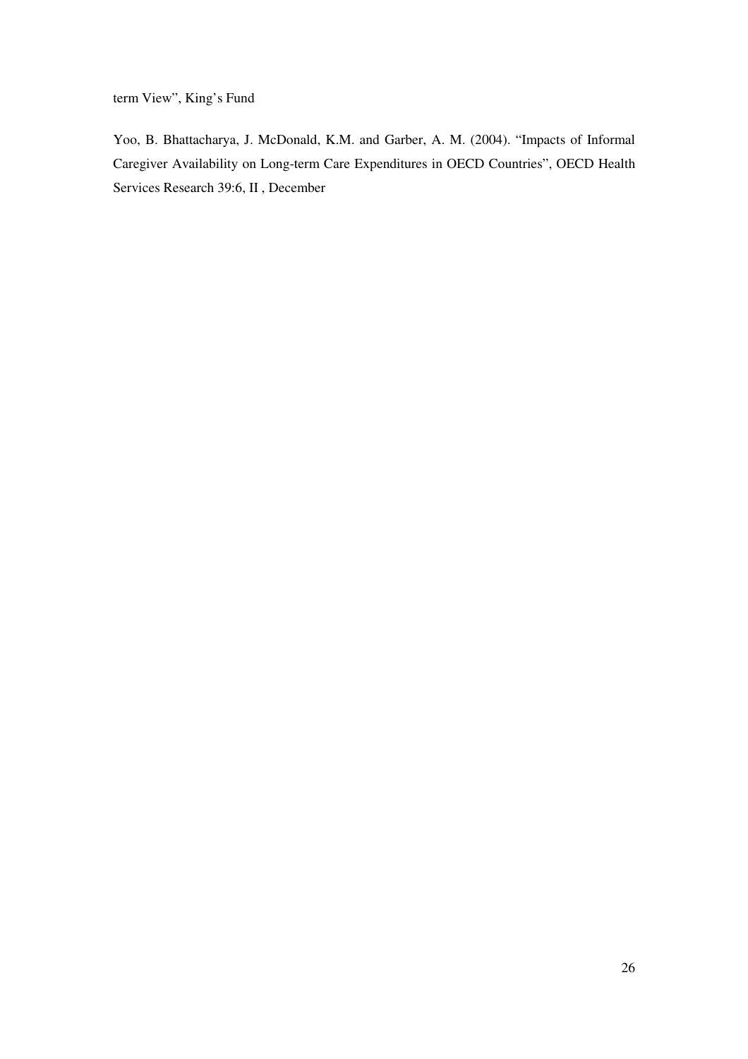term View", King's Fund

Yoo, B. Bhattacharya, J. McDonald, K.M. and Garber, A. M. (2004). "Impacts of Informal Caregiver Availability on Long-term Care Expenditures in OECD Countries", OECD Health Services Research 39:6, II , December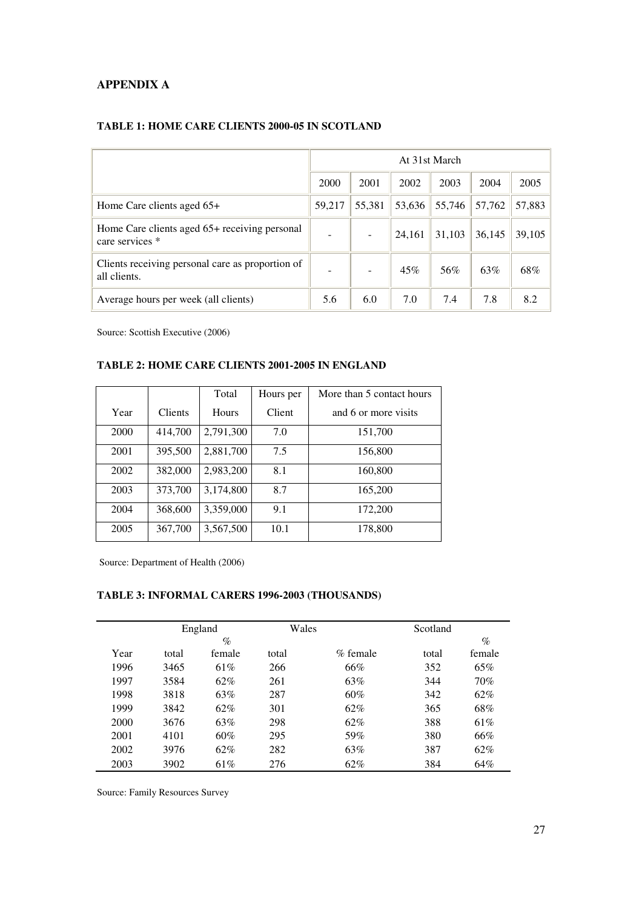## APPENDIX A

### TABLE 1: HOME CARE CLIENTS 2000-05 IN SCOTLAND

| | At 31st March | | | | | |
|---|---|---|---|---|---|---|
| | 2000 | 2001 | 2002 | 2003 | 2004 | 2005 |
| Home Care clients aged 65+ | 59,217 | 55,381 | 53,636 | 55,746 | 57,762 | 57,883 |
| Home Care clients aged 65+ receiving personal care services * | - | - | 24,161 | 31,103 | 36,145 | 39,105 |
| Clients receiving personal care as proportion of all clients. | - | - | 45% | 56% | 63% | 68% |
| Average hours per week (all clients) | 5.6 | 6.0 | 7.0 | 7.4 | 7.8 | 8.2 |

Source: Scottish Executive (2006)

### TABLE 2: HOME CARE CLIENTS 2001-2005 IN ENGLAND

| Year | Clients | Total Hours | Hours per Client | More than 5 contact hours and 6 or more visits |
|---|---|---|---|---|
| 2000 | 414,700 | 2,791,300 | 7.0 | 151,700 |
| 2001 | 395,500 | 2,881,700 | 7.5 | 156,800 |
| 2002 | 382,000 | 2,983,200 | 8.1 | 160,800 |
| 2003 | 373,700 | 3,174,800 | 8.7 | 165,200 |
| 2004 | 368,600 | 3,359,000 | 9.1 | 172,200 |
| 2005 | 367,700 | 3,567,500 | 10.1 | 178,800 |

Source: Department of Health (2006)

### TABLE 3: INFORMAL CARERS 1996-2003 (THOUSANDS)

| | England | | Wales | | Scotland | |
|---|---|---|---|---|---|---|
| Year | total | % female | total | % female | total | % female |
| 1996 | 3465 | 61% | 266 | 66% | 352 | 65% |
| 1997 | 3584 | 62% | 261 | 63% | 344 | 70% |
| 1998 | 3818 | 63% | 287 | 60% | 342 | 62% |
| 1999 | 3842 | 62% | 301 | 62% | 365 | 68% |
| 2000 | 3676 | 63% | 298 | 62% | 388 | 61% |
| 2001 | 4101 | 60% | 295 | 59% | 380 | 66% |
| 2002 | 3976 | 62% | 282 | 63% | 387 | 62% |
| 2003 | 3902 | 61% | 276 | 62% | 384 | 64% |

Source: Family Resources Survey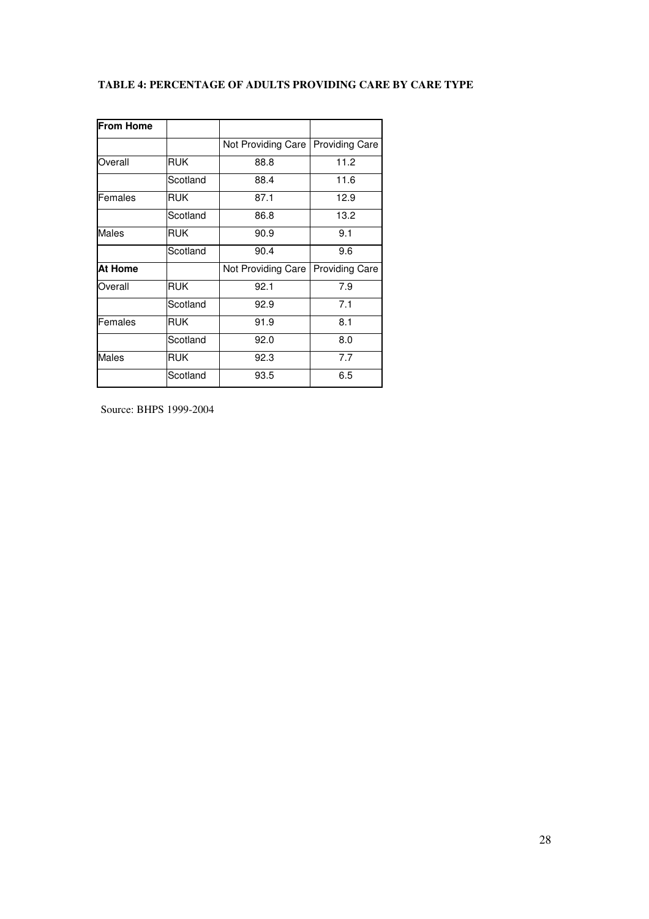**TABLE 4: PERCENTAGE OF ADULTS PROVIDING CARE BY CARE TYPE**

| **From Home** | | | |
|---|---|---|---|
| | | Not Providing Care | Providing Care |
| Overall | RUK | 88.8 | 11.2 |
| | Scotland | 88.4 | 11.6 |
| Females | RUK | 87.1 | 12.9 |
| | Scotland | 86.8 | 13.2 |
| Males | RUK | 90.9 | 9.1 |
| | Scotland | 90.4 | 9.6 |
| **At Home** | | Not Providing Care | Providing Care |
| Overall | RUK | 92.1 | 7.9 |
| | Scotland | 92.9 | 7.1 |
| Females | RUK | 91.9 | 8.1 |
| | Scotland | 92.0 | 8.0 |
| Males | RUK | 92.3 | 7.7 |
| | Scotland | 93.5 | 6.5 |

Source: BHPS 1999-2004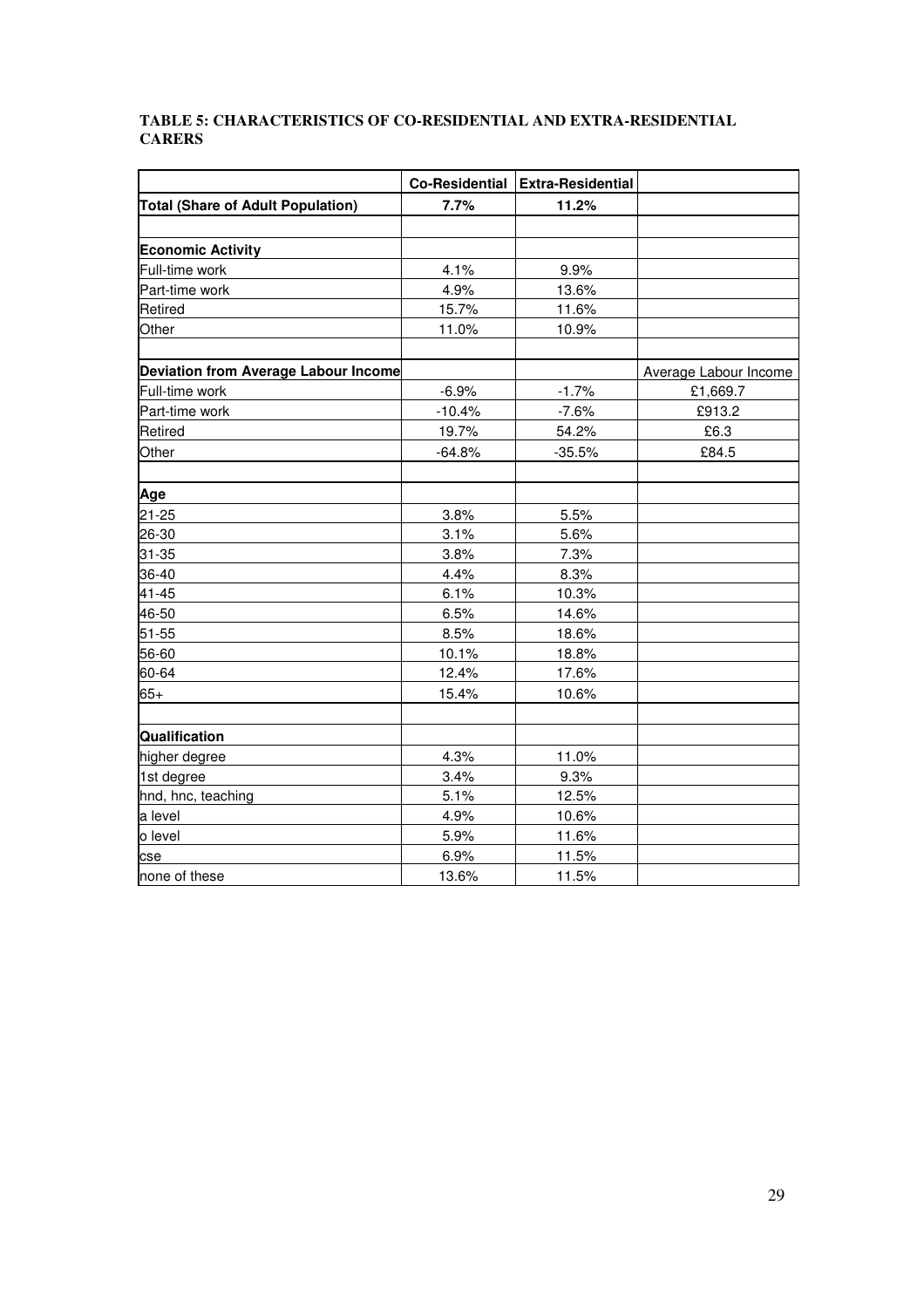**TABLE 5: CHARACTERISTICS OF CO-RESIDENTIAL AND EXTRA-RESIDENTIAL CARERS**

| | Co-Residential | Extra-Residential | |
|---|---|---|---|
| **Total (Share of Adult Population)** | **7.7%** | **11.2%** | |
| | | | |
| **Economic Activity** | | | |
| Full-time work | 4.1% | 9.9% | |
| Part-time work | 4.9% | 13.6% | |
| Retired | 15.7% | 11.6% | |
| Other | 11.0% | 10.9% | |
| | | | |
| **Deviation from Average Labour Income** | | | Average Labour Income |
| Full-time work | -6.9% | -1.7% | £1,669.7 |
| Part-time work | -10.4% | -7.6% | £913.2 |
| Retired | 19.7% | 54.2% | £6.3 |
| Other | -64.8% | -35.5% | £84.5 |
| | | | |
| **Age** | | | |
| 21-25 | 3.8% | 5.5% | |
| 26-30 | 3.1% | 5.6% | |
| 31-35 | 3.8% | 7.3% | |
| 36-40 | 4.4% | 8.3% | |
| 41-45 | 6.1% | 10.3% | |
| 46-50 | 6.5% | 14.6% | |
| 51-55 | 8.5% | 18.6% | |
| 56-60 | 10.1% | 18.8% | |
| 60-64 | 12.4% | 17.6% | |
| 65+ | 15.4% | 10.6% | |
| | | | |
| **Qualification** | | | |
| higher degree | 4.3% | 11.0% | |
| 1st degree | 3.4% | 9.3% | |
| hnd, hnc, teaching | 5.1% | 12.5% | |
| a level | 4.9% | 10.6% | |
| o level | 5.9% | 11.6% | |
| cse | 6.9% | 11.5% | |
| none of these | 13.6% | 11.5% | |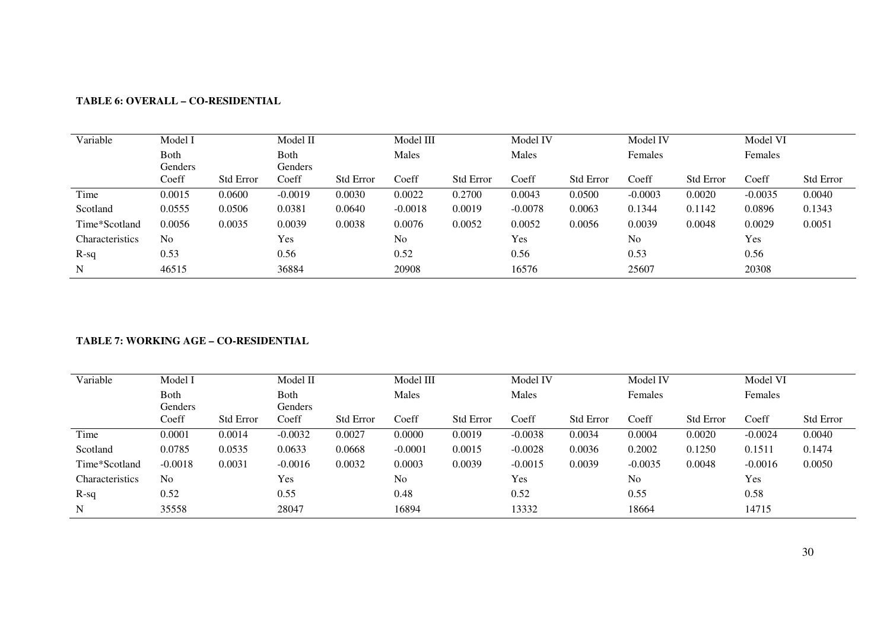**TABLE 6: OVERALL – CO-RESIDENTIAL**

| Variable | Model I | | Model II | | Model III | | Model IV | | Model IV | | Model VI | |
|---|---|---|---|---|---|---|---|---|---|---|---|---|
| | Both Genders | | Both Genders | | Males | | Males | | Females | | Females | |
| | Coeff | Std Error | Coeff | Std Error | Coeff | Std Error | Coeff | Std Error | Coeff | Std Error | Coeff | Std Error |
| Time | 0.0015 | 0.0600 | -0.0019 | 0.0030 | 0.0022 | 0.2700 | 0.0043 | 0.0500 | -0.0003 | 0.0020 | -0.0035 | 0.0040 |
| Scotland | 0.0555 | 0.0506 | 0.0381 | 0.0640 | -0.0018 | 0.0019 | -0.0078 | 0.0063 | 0.1344 | 0.1142 | 0.0896 | 0.1343 |
| Time*Scotland | 0.0056 | 0.0035 | 0.0039 | 0.0038 | 0.0076 | 0.0052 | 0.0052 | 0.0056 | 0.0039 | 0.0048 | 0.0029 | 0.0051 |
| Characteristics | No | | Yes | | No | | Yes | | No | | Yes | |
| R-sq | 0.53 | | 0.56 | | 0.52 | | 0.56 | | 0.53 | | 0.56 | |
| N | 46515 | | 36884 | | 20908 | | 16576 | | 25607 | | 20308 | |

**TABLE 7: WORKING AGE – CO-RESIDENTIAL**

| Variable | Model I | | Model II | | Model III | | Model IV | | Model IV | | Model VI | |
|---|---|---|---|---|---|---|---|---|---|---|---|---|
| | Both Genders | | Both Genders | | Males | | Males | | Females | | Females | |
| | Coeff | Std Error | Coeff | Std Error | Coeff | Std Error | Coeff | Std Error | Coeff | Std Error | Coeff | Std Error |
| Time | 0.0001 | 0.0014 | -0.0032 | 0.0027 | 0.0000 | 0.0019 | -0.0038 | 0.0034 | 0.0004 | 0.0020 | -0.0024 | 0.0040 |
| Scotland | 0.0785 | 0.0535 | 0.0633 | 0.0668 | -0.0001 | 0.0015 | -0.0028 | 0.0036 | 0.2002 | 0.1250 | 0.1511 | 0.1474 |
| Time*Scotland | -0.0018 | 0.0031 | -0.0016 | 0.0032 | 0.0003 | 0.0039 | -0.0015 | 0.0039 | -0.0035 | 0.0048 | -0.0016 | 0.0050 |
| Characteristics | No | | Yes | | No | | Yes | | No | | Yes | |
| R-sq | 0.52 | | 0.55 | | 0.48 | | 0.52 | | 0.55 | | 0.58 | |
| N | 35558 | | 28047 | | 16894 | | 13332 | | 18664 | | 14715 | |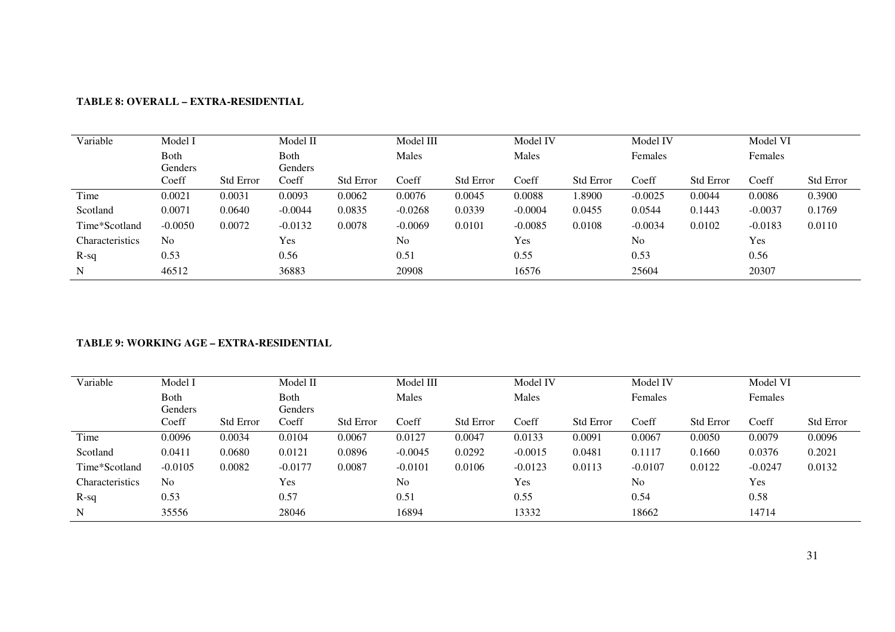**TABLE 8: OVERALL – EXTRA-RESIDENTIAL**

| Variable | Model I | | Model II | | Model III | | Model IV | | Model IV | | Model VI | |
|---|---|---|---|---|---|---|---|---|---|---|---|---|
| | Both Genders | | Both Genders | | Males | | Males | | Females | | Females | |
| | Coeff | Std Error | Coeff | Std Error | Coeff | Std Error | Coeff | Std Error | Coeff | Std Error | Coeff | Std Error |
| Time | 0.0021 | 0.0031 | 0.0093 | 0.0062 | 0.0076 | 0.0045 | 0.0088 | 1.8900 | -0.0025 | 0.0044 | 0.0086 | 0.3900 |
| Scotland | 0.0071 | 0.0640 | -0.0044 | 0.0835 | -0.0268 | 0.0339 | -0.0004 | 0.0455 | 0.0544 | 0.1443 | -0.0037 | 0.1769 |
| Time*Scotland | -0.0050 | 0.0072 | -0.0132 | 0.0078 | -0.0069 | 0.0101 | -0.0085 | 0.0108 | -0.0034 | 0.0102 | -0.0183 | 0.0110 |
| Characteristics | No | | Yes | | No | | Yes | | No | | Yes | |
| R-sq | 0.53 | | 0.56 | | 0.51 | | 0.55 | | 0.53 | | 0.56 | |
| N | 46512 | | 36883 | | 20908 | | 16576 | | 25604 | | 20307 | |

**TABLE 9: WORKING AGE – EXTRA-RESIDENTIAL**

| Variable | Model I | | Model II | | Model III | | Model IV | | Model IV | | Model VI | |
|---|---|---|---|---|---|---|---|---|---|---|---|---|
| | Both Genders | | Both Genders | | Males | | Males | | Females | | Females | |
| | Coeff | Std Error | Coeff | Std Error | Coeff | Std Error | Coeff | Std Error | Coeff | Std Error | Coeff | Std Error |
| Time | 0.0096 | 0.0034 | 0.0104 | 0.0067 | 0.0127 | 0.0047 | 0.0133 | 0.0091 | 0.0067 | 0.0050 | 0.0079 | 0.0096 |
| Scotland | 0.0411 | 0.0680 | 0.0121 | 0.0896 | -0.0045 | 0.0292 | -0.0015 | 0.0481 | 0.1117 | 0.1660 | 0.0376 | 0.2021 |
| Time*Scotland | -0.0105 | 0.0082 | -0.0177 | 0.0087 | -0.0101 | 0.0106 | -0.0123 | 0.0113 | -0.0107 | 0.0122 | -0.0247 | 0.0132 |
| Characteristics | No | | Yes | | No | | Yes | | No | | Yes | |
| R-sq | 0.53 | | 0.57 | | 0.51 | | 0.55 | | 0.54 | | 0.58 | |
| N | 35556 | | 28046 | | 16894 | | 13332 | | 18662 | | 14714 | |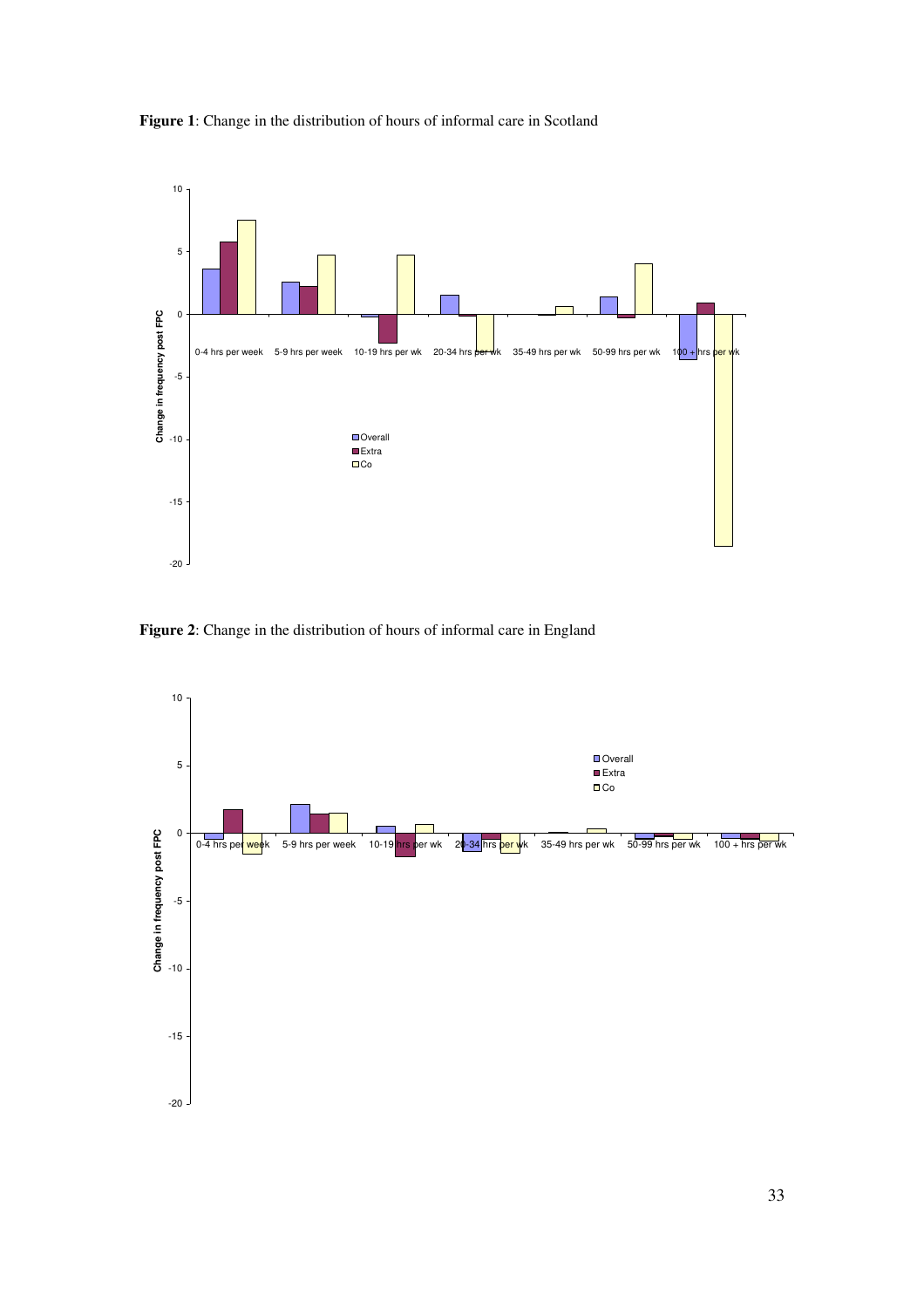**Figure 1**: Change in the distribution of hours of informal care in Scotland

10
5
0
-5
-10
-15
-20

Change in frequency post FPC

0-4 hrs per week
5-9 hrs per week
10-19 hrs per wk
20-34 hrs per wk
35-49 hrs per wk
50-99 hrs per wk
100 + hrs per wk

Overall
Extra
Co

**Figure 2**: Change in the distribution of hours of informal care in England

10
5
0
-5
-10
-15
-20

Change in frequency post FPC

0-4 hrs per week
5-9 hrs per week
10-19 hrs per wk
20-34 hrs per wk
35-49 hrs per wk
50-99 hrs per wk
100 + hrs per wk

Overall
Extra
Co